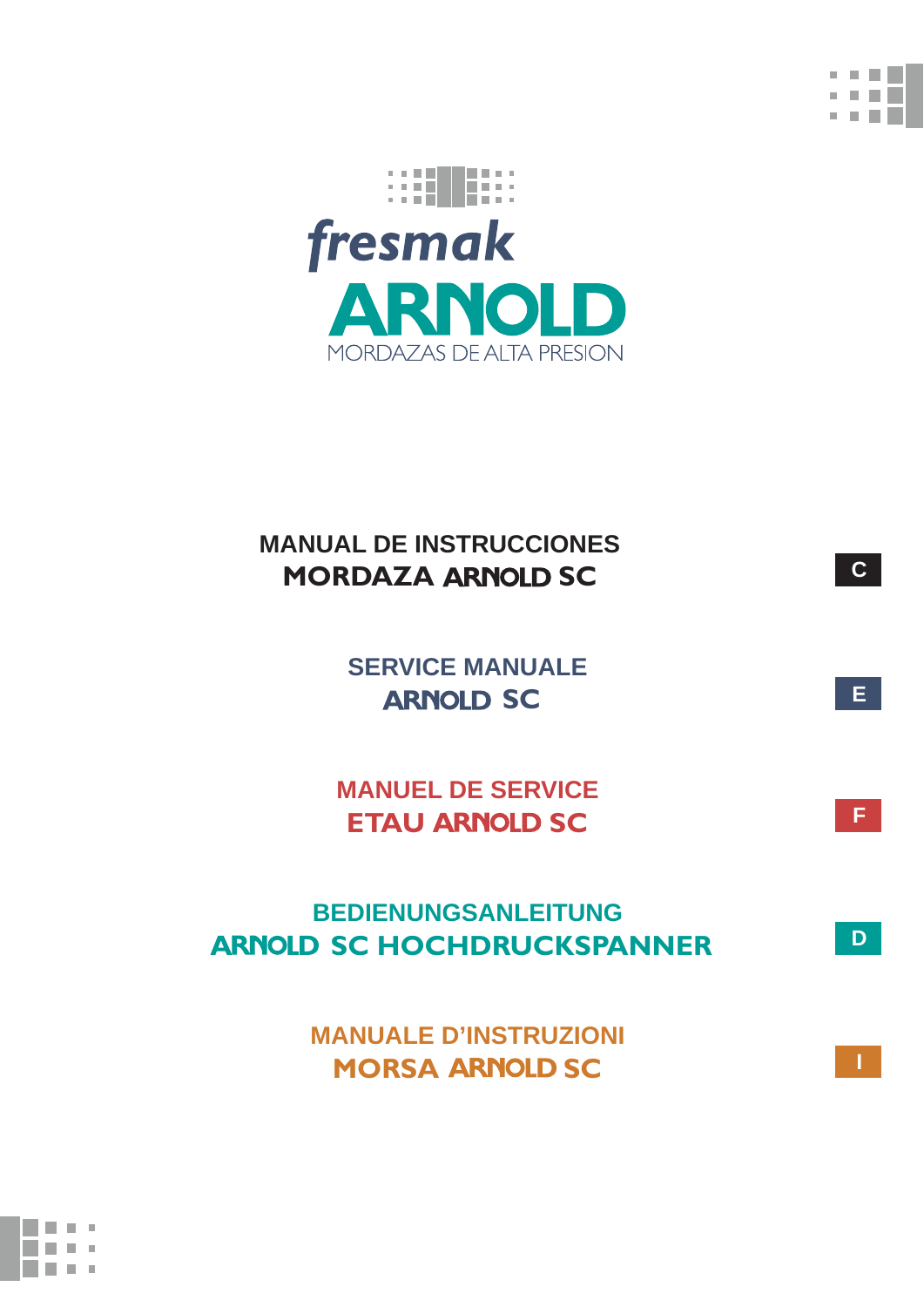fresmak

# ARNOLD

MORDAZAS DE ALTA PRESION

## MANUAL DE INSTRUCCIONES
## MORDAZA ARNOLD SC

C

## SERVICE MANUALE
## ARNOLD SC

E

## MANUEL DE SERVICE
## ETAU ARNOLD SC

F

## BEDIENUNGSANLEITUNG
## ARNOLD SC HOCHDRUCKSPANNER

D

## MANUALE D'INSTRUZIONI
## MORSA ARNOLD SC

I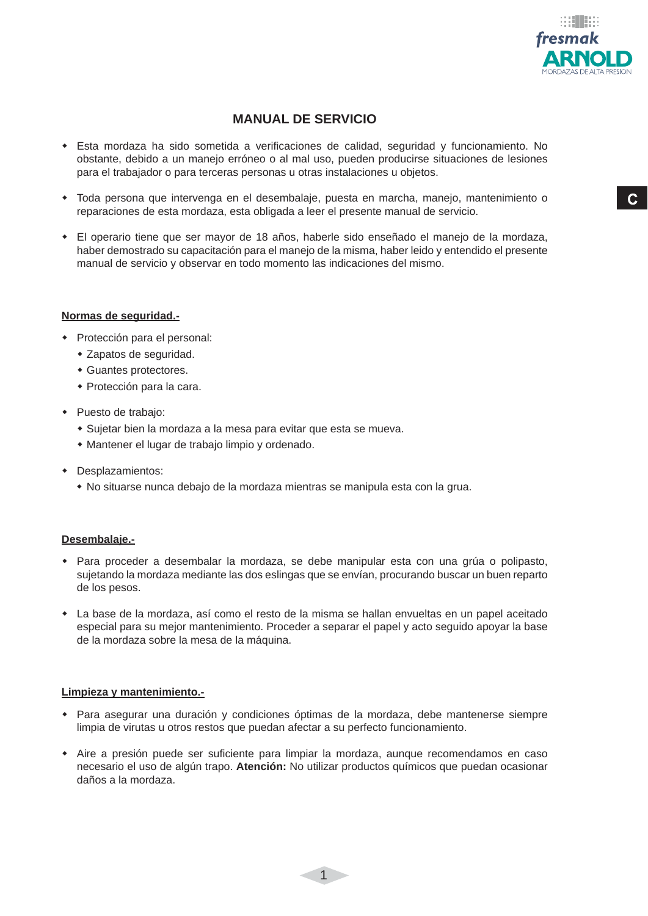## MANUAL DE SERVICIO

- Esta mordaza ha sido sometida a verificaciones de calidad, seguridad y funcionamiento. No obstante, debido a un manejo erróneo o al mal uso, pueden producirse situaciones de lesiones para el trabajador o para terceras personas u otras instalaciones u objetos.

- Toda persona que intervenga en el desembalaje, puesta en marcha, manejo, mantenimiento o reparaciones de esta mordaza, esta obligada a leer el presente manual de servicio.

- El operario tiene que ser mayor de 18 años, haberle sido enseñado el manejo de la mordaza, haber demostrado su capacitación para el manejo de la misma, haber leido y entendido el presente manual de servicio y observar en todo momento las indicaciones del mismo.

**Normas de seguridad.-**

- Protección para el personal:
  - Zapatos de seguridad.
  - Guantes protectores.
  - Protección para la cara.

- Puesto de trabajo:
  - Sujetar bien la mordaza a la mesa para evitar que esta se mueva.
  - Mantener el lugar de trabajo limpio y ordenado.

- Desplazamientos:
  - No situarse nunca debajo de la mordaza mientras se manipula esta con la grua.

**Desembalaje.-**

- Para proceder a desembalar la mordaza, se debe manipular esta con una grúa o polipasto, sujetando la mordaza mediante las dos eslingas que se envían, procurando buscar un buen reparto de los pesos.

- La base de la mordaza, así como el resto de la misma se hallan envueltas en un papel aceitado especial para su mejor mantenimiento. Proceder a separar el papel y acto seguido apoyar la base de la mordaza sobre la mesa de la máquina.

**Limpieza y mantenimiento.-**

- Para asegurar una duración y condiciones óptimas de la mordaza, debe mantenerse siempre limpia de virutas u otros restos que puedan afectar a su perfecto funcionamiento.

- Aire a presión puede ser suficiente para limpiar la mordaza, aunque recomendamos en caso necesario el uso de algún trapo. **Atención:** No utilizar productos químicos que puedan ocasionar daños a la mordaza.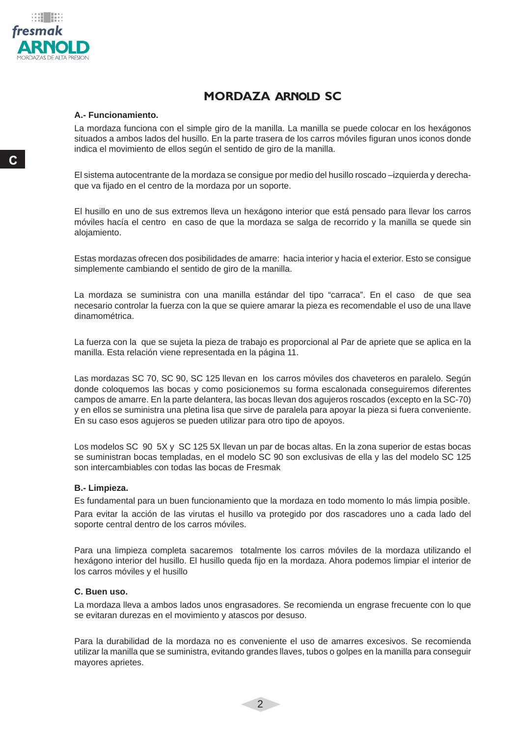# MORDAZA ARNOLD SC

**A.- Funcionamiento.**

La mordaza funciona con el simple giro de la manilla. La manilla se puede colocar en los hexágonos situados a ambos lados del husillo. En la parte trasera de los carros móviles figuran unos iconos donde indica el movimiento de ellos según el sentido de giro de la manilla.

El sistema autocentrante de la mordaza se consigue por medio del husillo roscado –izquierda y derecha- que va fijado en el centro de la mordaza por un soporte.

El husillo en uno de sus extremos lleva un hexágono interior que está pensado para llevar los carros móviles hacía el centro en caso de que la mordaza se salga de recorrido y la manilla se quede sin alojamiento.

Estas mordazas ofrecen dos posibilidades de amarre: hacia interior y hacia el exterior. Esto se consigue simplemente cambiando el sentido de giro de la manilla.

La mordaza se suministra con una manilla estándar del tipo “carraca”. En el caso de que sea necesario controlar la fuerza con la que se quiere amarar la pieza es recomendable el uso de una llave dinamométrica.

La fuerza con la que se sujeta la pieza de trabajo es proporcional al Par de apriete que se aplica en la manilla. Esta relación viene representada en la página 11.

Las mordazas SC 70, SC 90, SC 125 llevan en los carros móviles dos chaveteros en paralelo. Según donde coloquemos las bocas y como posicionemos su forma escalonada conseguiremos diferentes campos de amarre. En la parte delantera, las bocas llevan dos agujeros roscados (excepto en la SC-70) y en ellos se suministra una pletina lisa que sirve de paralela para apoyar la pieza si fuera conveniente. En su caso esos agujeros se pueden utilizar para otro tipo de apoyos.

Los modelos SC 90 5X y SC 125 5X llevan un par de bocas altas. En la zona superior de estas bocas se suministran bocas templadas, en el modelo SC 90 son exclusivas de ella y las del modelo SC 125 son intercambiables con todas las bocas de Fresmak

**B.- Limpieza.**

Es fundamental para un buen funcionamiento que la mordaza en todo momento lo más limpia posible.

Para evitar la acción de las virutas el husillo va protegido por dos rascadores uno a cada lado del soporte central dentro de los carros móviles.

Para una limpieza completa sacaremos totalmente los carros móviles de la mordaza utilizando el hexágono interior del husillo. El husillo queda fijo en la mordaza. Ahora podemos limpiar el interior de los carros móviles y el husillo

**C. Buen uso.**

La mordaza lleva a ambos lados unos engrasadores. Se recomienda un engrase frecuente con lo que se evitaran durezas en el movimiento y atascos por desuso.

Para la durabilidad de la mordaza no es conveniente el uso de amarres excesivos. Se recomienda utilizar la manilla que se suministra, evitando grandes llaves, tubos o golpes en la manilla para conseguir mayores aprietes.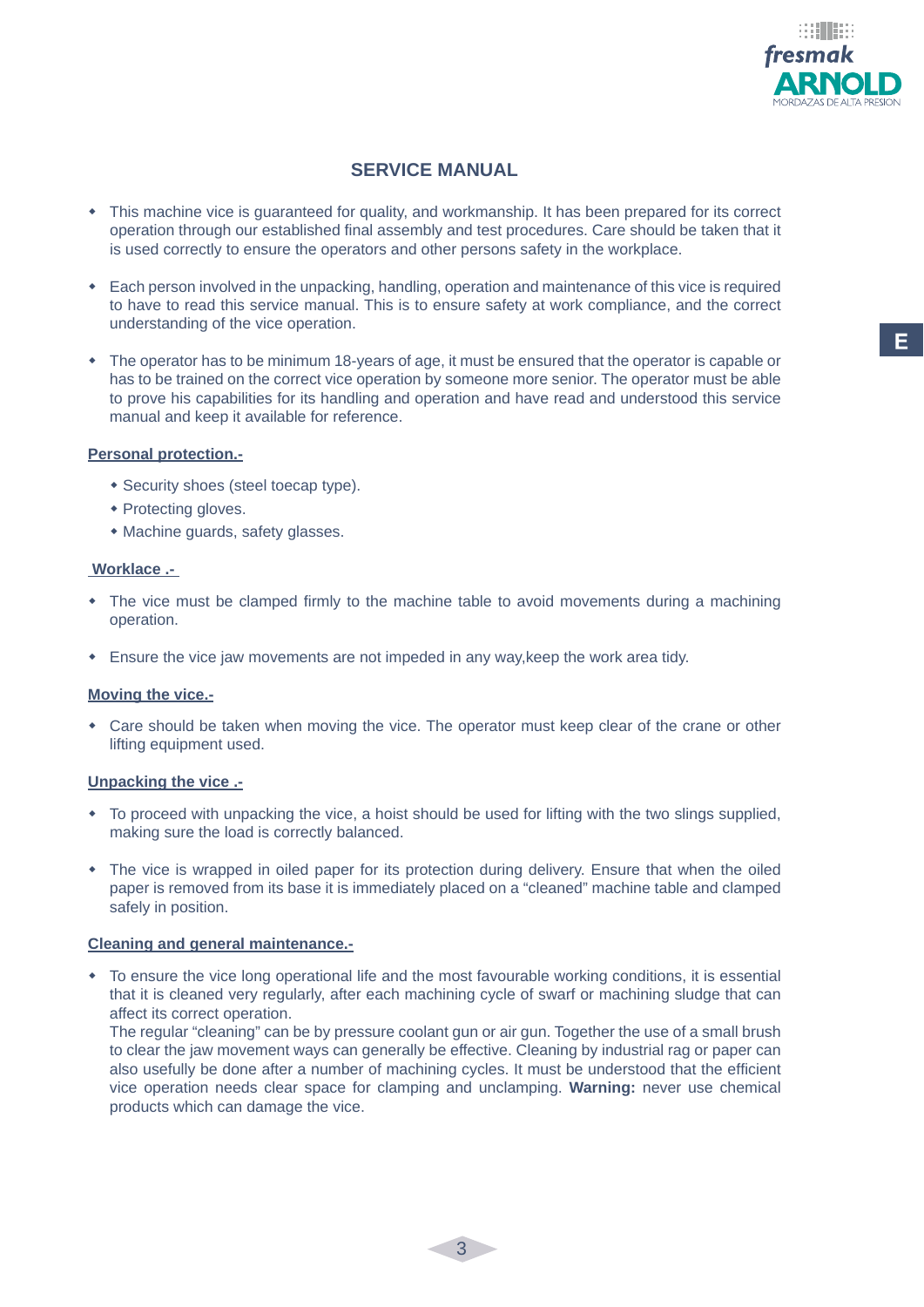# SERVICE MANUAL

- This machine vice is guaranteed for quality, and workmanship. It has been prepared for its correct operation through our established final assembly and test procedures. Care should be taken that it is used correctly to ensure the operators and other persons safety in the workplace.

- Each person involved in the unpacking, handling, operation and maintenance of this vice is required to have to read this service manual. This is to ensure safety at work compliance, and the correct understanding of the vice operation.

- The operator has to be minimum 18-years of age, it must be ensured that the operator is capable or has to be trained on the correct vice operation by someone more senior. The operator must be able to prove his capabilities for its handling and operation and have read and understood this service manual and keep it available for reference.

## Personal protection.-

- Security shoes (steel toecap type).
- Protecting gloves.
- Machine guards, safety glasses.

## Worklace .-

- The vice must be clamped firmly to the machine table to avoid movements during a machining operation.

- Ensure the vice jaw movements are not impeded in any way,keep the work area tidy.

## Moving the vice.-

- Care should be taken when moving the vice. The operator must keep clear of the crane or other lifting equipment used.

## Unpacking the vice .-

- To proceed with unpacking the vice, a hoist should be used for lifting with the two slings supplied, making sure the load is correctly balanced.

- The vice is wrapped in oiled paper for its protection during delivery. Ensure that when the oiled paper is removed from its base it is immediately placed on a “cleaned” machine table and clamped safely in position.

## Cleaning and general maintenance.-

- To ensure the vice long operational life and the most favourable working conditions, it is essential that it is cleaned very regularly, after each machining cycle of swarf or machining sludge that can affect its correct operation.
  The regular “cleaning” can be by pressure coolant gun or air gun. Together the use of a small brush to clear the jaw movement ways can generally be effective. Cleaning by industrial rag or paper can also usefully be done after a number of machining cycles. It must be understood that the efficient vice operation needs clear space for clamping and unclamping. **Warning:** never use chemical products which can damage the vice.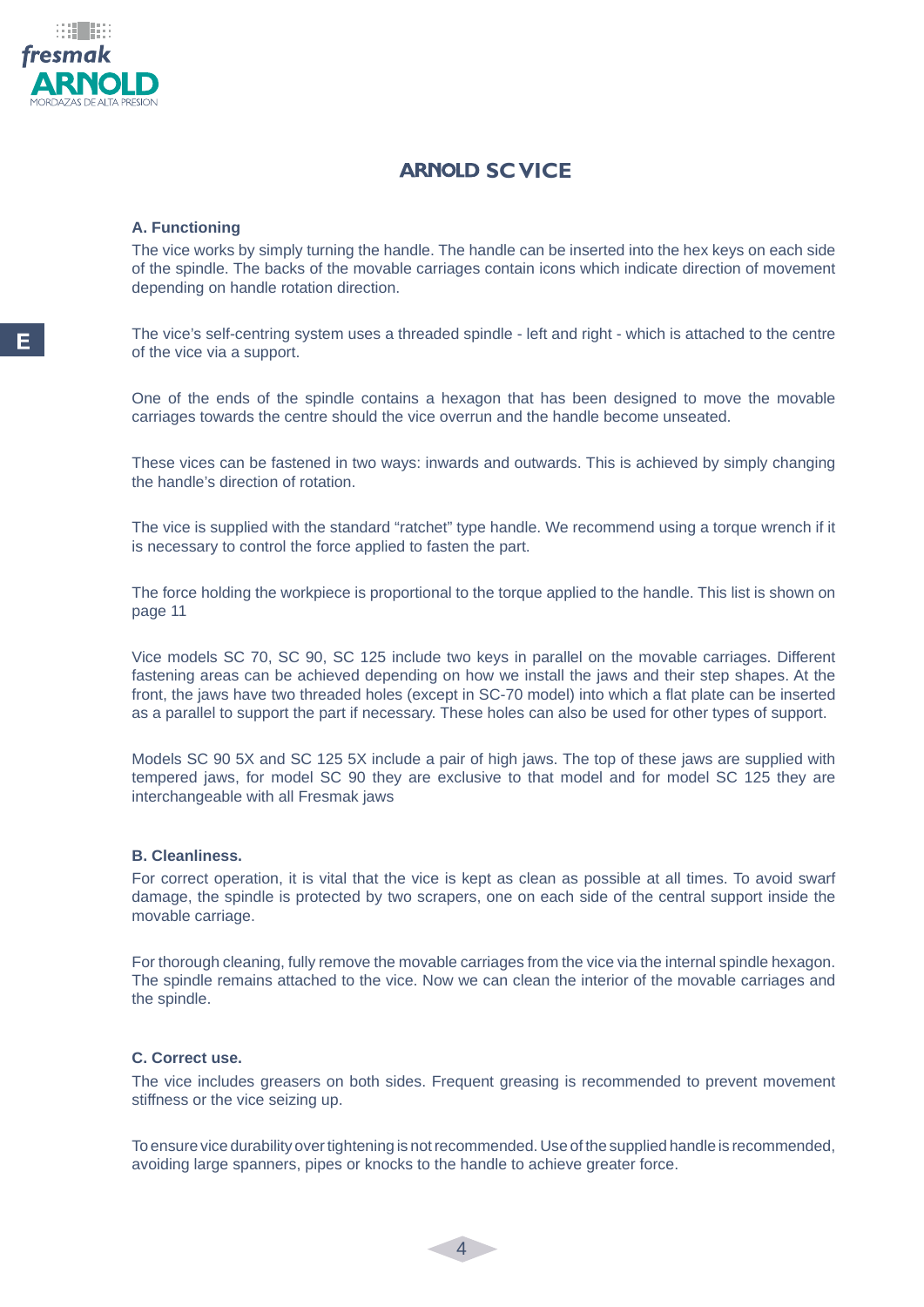# ARNOLD SC VICE

### A. Functioning

The vice works by simply turning the handle. The handle can be inserted into the hex keys on each side of the spindle. The backs of the movable carriages contain icons which indicate direction of movement depending on handle rotation direction.

The vice's self-centring system uses a threaded spindle - left and right - which is attached to the centre of the vice via a support.

One of the ends of the spindle contains a hexagon that has been designed to move the movable carriages towards the centre should the vice overrun and the handle become unseated.

These vices can be fastened in two ways: inwards and outwards. This is achieved by simply changing the handle's direction of rotation.

The vice is supplied with the standard "ratchet" type handle. We recommend using a torque wrench if it is necessary to control the force applied to fasten the part.

The force holding the workpiece is proportional to the torque applied to the handle. This list is shown on page 11

Vice models SC 70, SC 90, SC 125 include two keys in parallel on the movable carriages. Different fastening areas can be achieved depending on how we install the jaws and their step shapes. At the front, the jaws have two threaded holes (except in SC-70 model) into which a flat plate can be inserted as a parallel to support the part if necessary. These holes can also be used for other types of support.

Models SC 90 5X and SC 125 5X include a pair of high jaws. The top of these jaws are supplied with tempered jaws, for model SC 90 they are exclusive to that model and for model SC 125 they are interchangeable with all Fresmak jaws

### B. Cleanliness.

For correct operation, it is vital that the vice is kept as clean as possible at all times. To avoid swarf damage, the spindle is protected by two scrapers, one on each side of the central support inside the movable carriage.

For thorough cleaning, fully remove the movable carriages from the vice via the internal spindle hexagon. The spindle remains attached to the vice. Now we can clean the interior of the movable carriages and the spindle.

### C. Correct use.

The vice includes greasers on both sides. Frequent greasing is recommended to prevent movement stiffness or the vice seizing up.

To ensure vice durability over tightening is not recommended. Use of the supplied handle is recommended, avoiding large spanners, pipes or knocks to the handle to achieve greater force.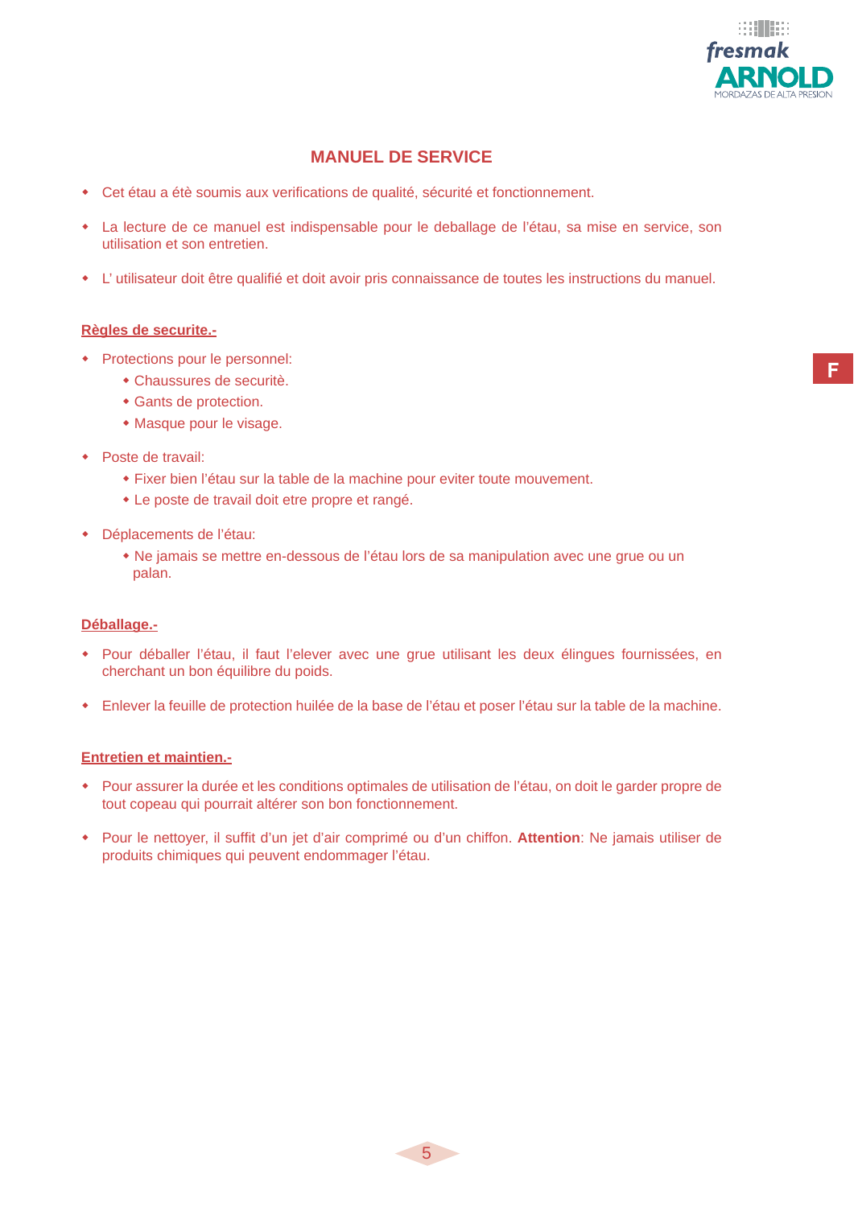# MANUEL DE SERVICE

- Cet étau a été soumis aux verifications de qualité, sécurité et fonctionnement.
- La lecture de ce manuel est indispensable pour le deballage de l'étau, sa mise en service, son utilisation et son entretien.
- L' utilisateur doit être qualifié et doit avoir pris connaissance de toutes les instructions du manuel.

## Règles de securite.-

- Protections pour le personnel:
  - Chaussures de securitè.
  - Gants de protection.
  - Masque pour le visage.
- Poste de travail:
  - Fixer bien l'étau sur la table de la machine pour eviter toute mouvement.
  - Le poste de travail doit etre propre et rangé.
- Déplacements de l'étau:
  - Ne jamais se mettre en-dessous de l'étau lors de sa manipulation avec une grue ou un palan.

## Déballage.-

- Pour déballer l'étau, il faut l'elever avec une grue utilisant les deux élingues fournissées, en cherchant un bon équilibre du poids.
- Enlever la feuille de protection huilée de la base de l'étau et poser l'étau sur la table de la machine.

## Entretien et maintien.-

- Pour assurer la durée et les conditions optimales de utilisation de l'étau, on doit le garder propre de tout copeau qui pourrait altérer son bon fonctionnement.
- Pour le nettoyer, il suffit d'un jet d'air comprimé ou d'un chiffon. **Attention**: Ne jamais utiliser de produits chimiques qui peuvent endommager l'étau.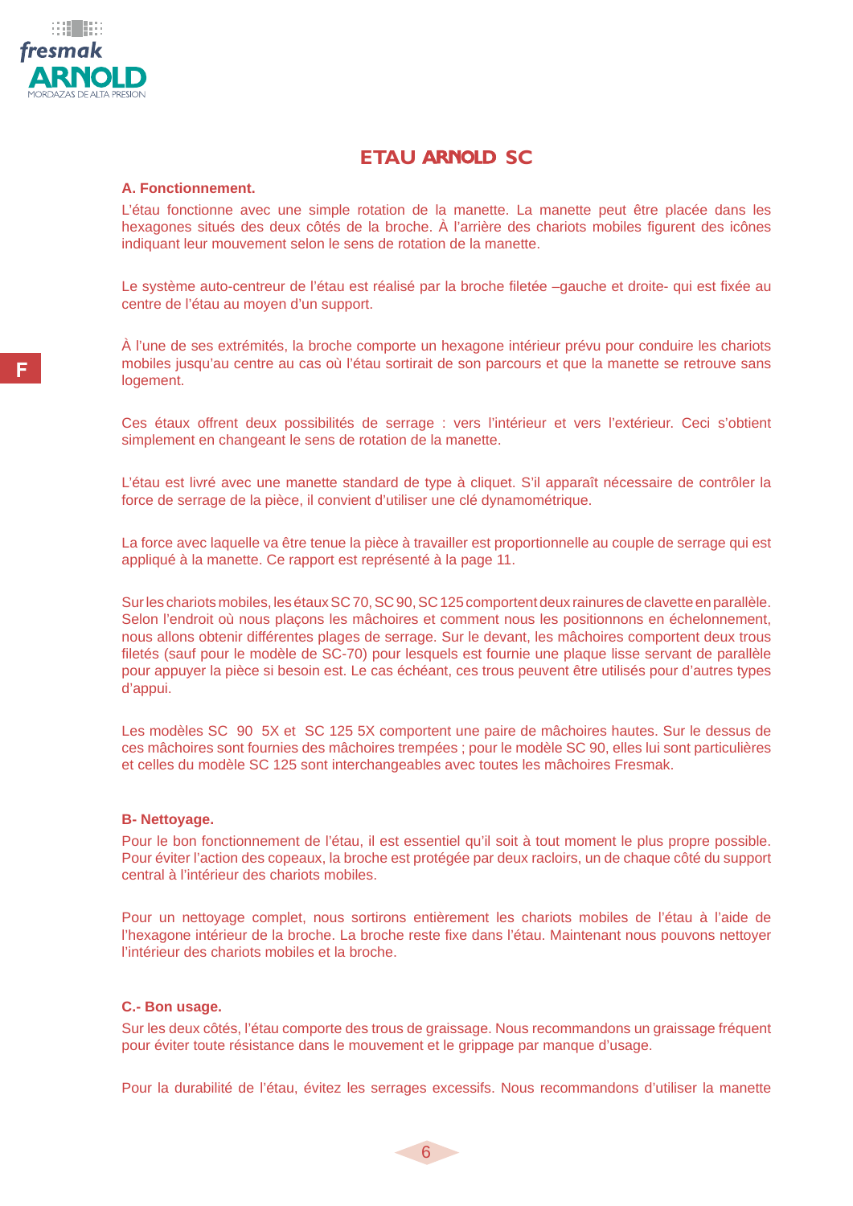# ETAU ARNOLD SC

**A. Fonctionnement.**

L'étau fonctionne avec une simple rotation de la manette. La manette peut être placée dans les hexagones situés des deux côtés de la broche. À l'arrière des chariots mobiles figurent des icônes indiquant leur mouvement selon le sens de rotation de la manette.

Le système auto-centreur de l'étau est réalisé par la broche filetée –gauche et droite- qui est fixée au centre de l'étau au moyen d'un support.

À l'une de ses extrémités, la broche comporte un hexagone intérieur prévu pour conduire les chariots mobiles jusqu'au centre au cas où l'étau sortirait de son parcours et que la manette se retrouve sans logement.

Ces étaux offrent deux possibilités de serrage : vers l'intérieur et vers l'extérieur. Ceci s'obtient simplement en changeant le sens de rotation de la manette.

L'étau est livré avec une manette standard de type à cliquet. S'il apparaît nécessaire de contrôler la force de serrage de la pièce, il convient d'utiliser une clé dynamométrique.

La force avec laquelle va être tenue la pièce à travailler est proportionnelle au couple de serrage qui est appliqué à la manette. Ce rapport est représenté à la page 11.

Sur les chariots mobiles, les étaux SC 70, SC 90, SC 125 comportent deux rainures de clavette en parallèle. Selon l'endroit où nous plaçons les mâchoires et comment nous les positionnons en échelonnement, nous allons obtenir différentes plages de serrage. Sur le devant, les mâchoires comportent deux trous filetés (sauf pour le modèle de SC-70) pour lesquels est fournie une plaque lisse servant de parallèle pour appuyer la pièce si besoin est. Le cas échéant, ces trous peuvent être utilisés pour d'autres types d'appui.

Les modèles SC 90 5X et SC 125 5X comportent une paire de mâchoires hautes. Sur le dessus de ces mâchoires sont fournies des mâchoires trempées ; pour le modèle SC 90, elles lui sont particulières et celles du modèle SC 125 sont interchangeables avec toutes les mâchoires Fresmak.

**B- Nettoyage.**

Pour le bon fonctionnement de l'étau, il est essentiel qu'il soit à tout moment le plus propre possible. Pour éviter l'action des copeaux, la broche est protégée par deux racloirs, un de chaque côté du support central à l'intérieur des chariots mobiles.

Pour un nettoyage complet, nous sortirons entièrement les chariots mobiles de l'étau à l'aide de l'hexagone intérieur de la broche. La broche reste fixe dans l'étau. Maintenant nous pouvons nettoyer l'intérieur des chariots mobiles et la broche.

**C.- Bon usage.**

Sur les deux côtés, l'étau comporte des trous de graissage. Nous recommandons un graissage fréquent pour éviter toute résistance dans le mouvement et le grippage par manque d'usage.

Pour la durabilité de l'étau, évitez les serrages excessifs. Nous recommandons d'utiliser la manette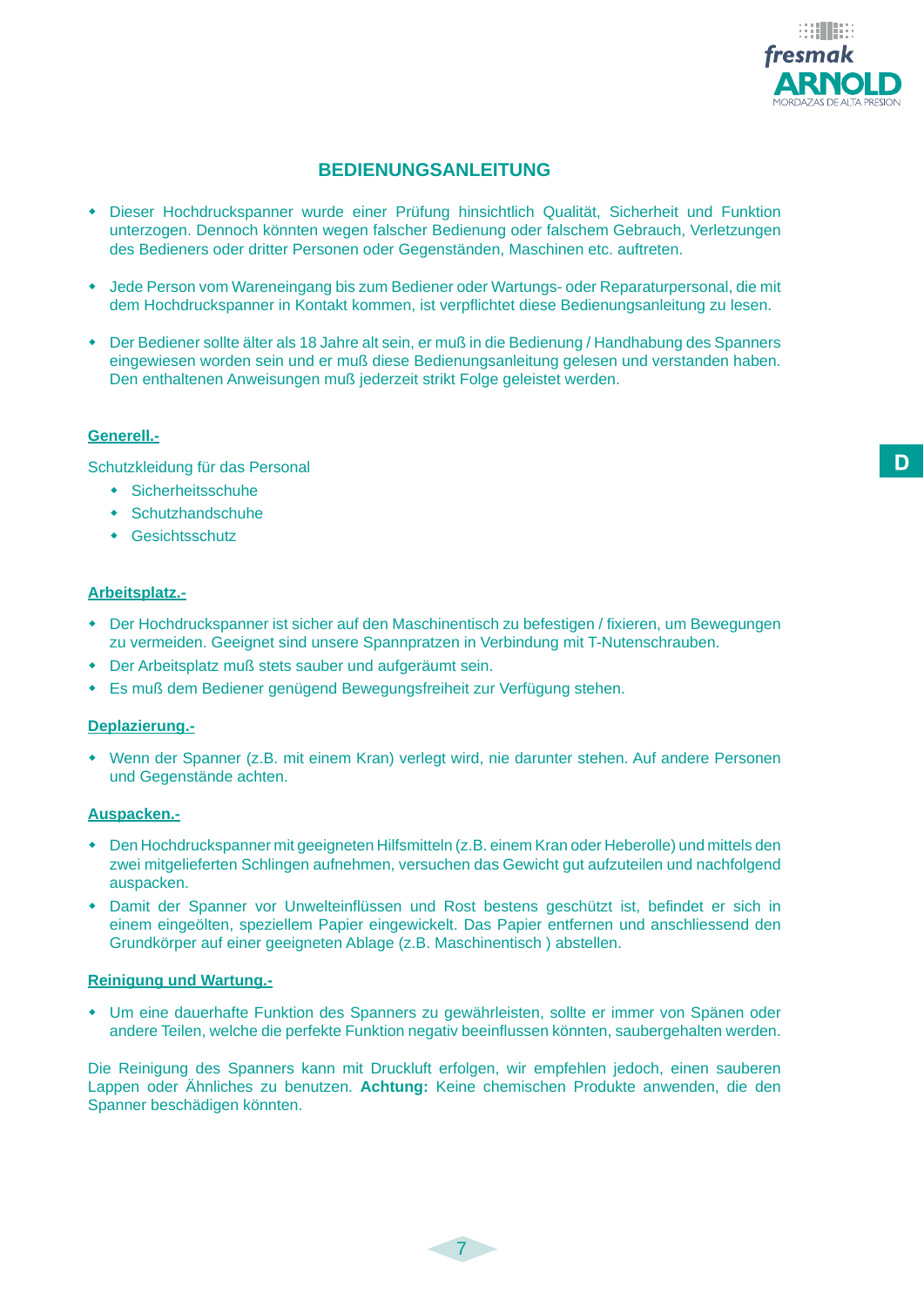# BEDIENUNGSANLEITUNG

- Dieser Hochdruckspanner wurde einer Prüfung hinsichtlich Qualität, Sicherheit und Funktion unterzogen. Dennoch könnten wegen falscher Bedienung oder falschem Gebrauch, Verletzungen des Bedieners oder dritter Personen oder Gegenständen, Maschinen etc. auftreten.

- Jede Person vom Wareneingang bis zum Bediener oder Wartungs- oder Reparaturpersonal, die mit dem Hochdruckspanner in Kontakt kommen, ist verpflichtet diese Bedienungsanleitung zu lesen.

- Der Bediener sollte älter als 18 Jahre alt sein, er muß in die Bedienung / Handhabung des Spanners eingewiesen worden sein und er muß diese Bedienungsanleitung gelesen und verstanden haben. Den enthaltenen Anweisungen muß jederzeit strikt Folge geleistet werden.

## Generell.-

Schutzkleidung für das Personal

- Sicherheitsschuhe
- Schutzhandschuhe
- Gesichtsschutz

## Arbeitsplatz.-

- Der Hochdruckspanner ist sicher auf den Maschinentisch zu befestigen / fixieren, um Bewegungen zu vermeiden. Geeignet sind unsere Spannpratzen in Verbindung mit T-Nutenschrauben.
- Der Arbeitsplatz muß stets sauber und aufgeräumt sein.
- Es muß dem Bediener genügend Bewegungsfreiheit zur Verfügung stehen.

## Deplazierung.-

- Wenn der Spanner (z.B. mit einem Kran) verlegt wird, nie darunter stehen. Auf andere Personen und Gegenstände achten.

## Auspacken.-

- Den Hochdruckspanner mit geeigneten Hilfsmitteln (z.B. einem Kran oder Heberolle) und mittels den zwei mitgelieferten Schlingen aufnehmen, versuchen das Gewicht gut aufzuteilen und nachfolgend auspacken.
- Damit der Spanner vor Umwelteinflüssen und Rost bestens geschützt ist, befindet er sich in einem eingeölten, speziellem Papier eingewickelt. Das Papier entfernen und anschliessend den Grundkörper auf einer geeigneten Ablage (z.B. Maschinentisch ) abstellen.

## Reinigung und Wartung.-

- Um eine dauerhafte Funktion des Spanners zu gewährleisten, sollte er immer von Spänen oder andere Teilen, welche die perfekte Funktion negativ beeinflussen könnten, saubergehalten werden.

Die Reinigung des Spanners kann mit Druckluft erfolgen, wir empfehlen jedoch, einen sauberen Lappen oder Ähnliches zu benutzen. **Achtung:** Keine chemischen Produkte anwenden, die den Spanner beschädigen könnten.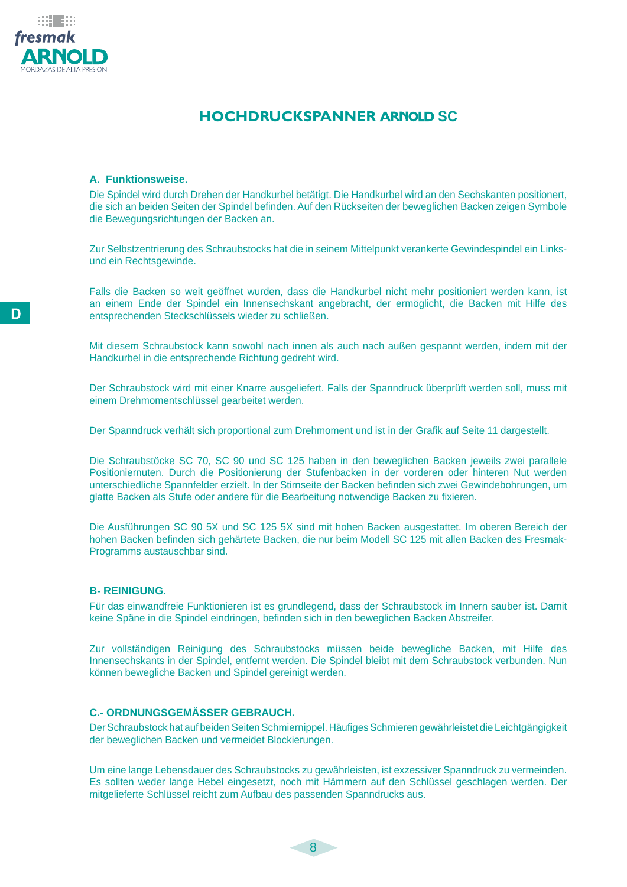# HOCHDRUCKSPANNER ARNOLD SC

### A. Funktionsweise.

Die Spindel wird durch Drehen der Handkurbel betätigt. Die Handkurbel wird an den Sechskanten positioniert, die sich an beiden Seiten der Spindel befinden. Auf den Rückseiten der beweglichen Backen zeigen Symbole die Bewegungsrichtungen der Backen an.

Zur Selbstzentrierung des Schraubstocks hat die in seinem Mittelpunkt verankerte Gewindespindel ein Links- und ein Rechtsgewinde.

Falls die Backen so weit geöffnet wurden, dass die Handkurbel nicht mehr positioniert werden kann, ist an einem Ende der Spindel ein Innensechskant angebracht, der ermöglicht, die Backen mit Hilfe des entsprechenden Steckschlüssels wieder zu schließen.

Mit diesem Schraubstock kann sowohl nach innen als auch nach außen gespannt werden, indem mit der Handkurbel in die entsprechende Richtung gedreht wird.

Der Schraubstock wird mit einer Knarre ausgeliefert. Falls der Spanndruck überprüft werden soll, muss mit einem Drehmomentschlüssel gearbeitet werden.

Der Spanndruck verhält sich proportional zum Drehmoment und ist in der Grafik auf Seite 11 dargestellt.

Die Schraubstöcke SC 70, SC 90 und SC 125 haben in den beweglichen Backen jeweils zwei parallele Positioniernuten. Durch die Positionierung der Stufenbacken in der vorderen oder hinteren Nut werden unterschiedliche Spannfelder erzielt. In der Stirnseite der Backen befinden sich zwei Gewindebohrungen, um glatte Backen als Stufe oder andere für die Bearbeitung notwendige Backen zu fixieren.

Die Ausführungen SC 90 5X und SC 125 5X sind mit hohen Backen ausgestattet. Im oberen Bereich der hohen Backen befinden sich gehärtete Backen, die nur beim Modell SC 125 mit allen Backen des Fresmak-Programms austauschbar sind.

### B- REINIGUNG.

Für das einwandfreie Funktionieren ist es grundlegend, dass der Schraubstock im Innern sauber ist. Damit keine Späne in die Spindel eindringen, befinden sich in den beweglichen Backen Abstreifer.

Zur vollständigen Reinigung des Schraubstocks müssen beide bewegliche Backen, mit Hilfe des Innensechskants in der Spindel, entfernt werden. Die Spindel bleibt mit dem Schraubstock verbunden. Nun können bewegliche Backen und Spindel gereinigt werden.

### C.- ORDNUNGSGEMÄSSER GEBRAUCH.

Der Schraubstock hat auf beiden Seiten Schmiernippel. Häufiges Schmieren gewährleistet die Leichtgängigkeit der beweglichen Backen und vermeidet Blockierungen.

Um eine lange Lebensdauer des Schraubstocks zu gewährleisten, ist exzessiver Spanndruck zu vermeinden. Es sollten weder lange Hebel eingesetzt, noch mit Hämmern auf den Schlüssel geschlagen werden. Der mitgelieferte Schlüssel reicht zum Aufbau des passenden Spanndrucks aus.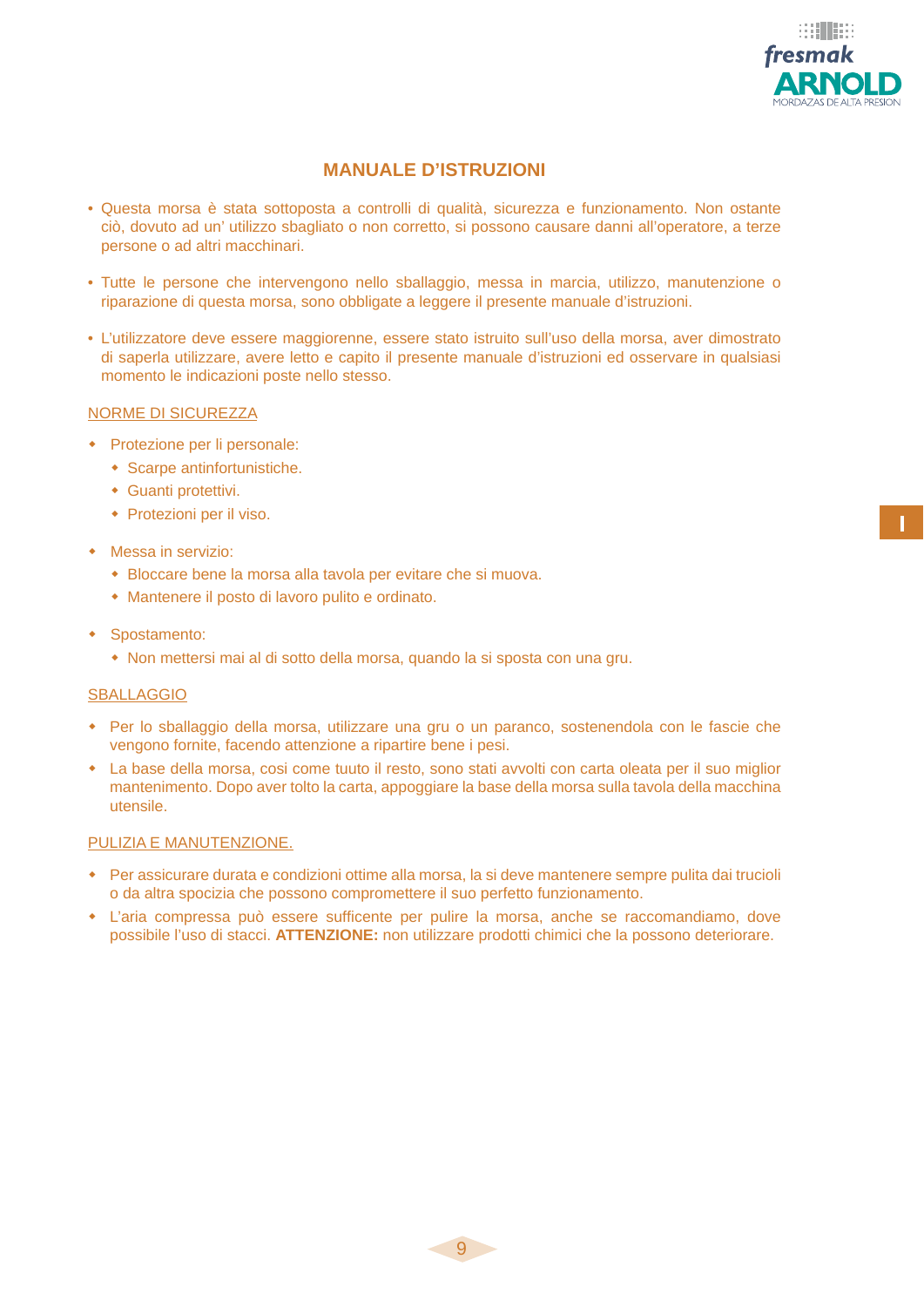# MANUALE D'ISTRUZIONI

- Questa morsa è stata sottoposta a controlli di qualità, sicurezza e funzionamento. Non ostante ciò, dovuto ad un' utilizzo sbagliato o non corretto, si possono causare danni all'operatore, a terze persone o ad altri macchinari.

- Tutte le persone che intervengono nello sballaggio, messa in marcia, utilizzo, manutenzione o riparazione di questa morsa, sono obbligate a leggere il presente manuale d'istruzioni.

- L'utilizzatore deve essere maggiorenne, essere stato istruito sull'uso della morsa, aver dimostrato di saperla utilizzare, avere letto e capito il presente manuale d'istruzioni ed osservare in qualsiasi momento le indicazioni poste nello stesso.

## NORME DI SICUREZZA

- Protezione per li personale:
  - Scarpe antinfortunistiche.
  - Guanti protettivi.
  - Protezioni per il viso.

- Messa in servizio:
  - Bloccare bene la morsa alla tavola per evitare che si muova.
  - Mantenere il posto di lavoro pulito e ordinato.

- Spostamento:
  - Non mettersi mai al di sotto della morsa, quando la si sposta con una gru.

## SBALLAGGIO

- Per lo sballaggio della morsa, utilizzare una gru o un paranco, sostenendola con le fascie che vengono fornite, facendo attenzione a ripartire bene i pesi.
- La base della morsa, cosi come tuuto il resto, sono stati avvolti con carta oleata per il suo miglior mantenimento. Dopo aver tolto la carta, appoggiare la base della morsa sulla tavola della macchina utensile.

## PULIZIA E MANUTENZIONE.

- Per assicurare durata e condizioni ottime alla morsa, la si deve mantenere sempre pulita dai trucioli o da altra spocizia che possono compromettere il suo perfetto funzionamento.
- L'aria compressa può essere sufficente per pulire la morsa, anche se raccomandiamo, dove possibile l'uso di stacci. **ATTENZIONE:** non utilizzare prodotti chimici che la possono deteriorare.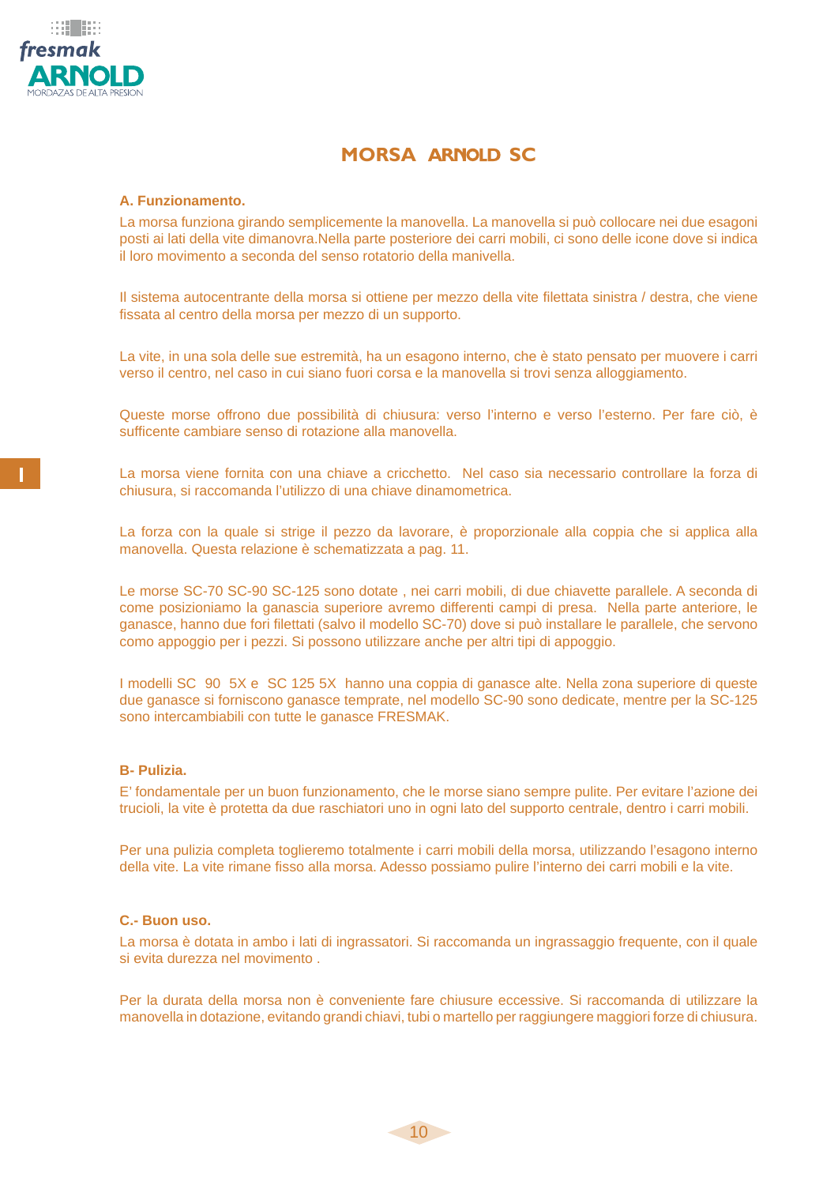# MORSA ARNOLD SC

### A. Funzionamento.

La morsa funziona girando semplicemente la manovella. La manovella si può collocare nei due esagoni posti ai lati della vite dimanovra.Nella parte posteriore dei carri mobili, ci sono delle icone dove si indica il loro movimento a seconda del senso rotatorio della manivella.

Il sistema autocentrante della morsa si ottiene per mezzo della vite filettata sinistra / destra, che viene fissata al centro della morsa per mezzo di un supporto.

La vite, in una sola delle sue estremità, ha un esagono interno, che è stato pensato per muovere i carri verso il centro, nel caso in cui siano fuori corsa e la manovella si trovi senza alloggiamento.

Queste morse offrono due possibilità di chiusura: verso l'interno e verso l'esterno. Per fare ciò, è sufficente cambiare senso di rotazione alla manovella.

La morsa viene fornita con una chiave a cricchetto. Nel caso sia necessario controllare la forza di chiusura, si raccomanda l'utilizzo di una chiave dinamometrica.

La forza con la quale si strige il pezzo da lavorare, è proporzionale alla coppia che si applica alla manovella. Questa relazione è schematizzata a pag. 11.

Le morse SC-70 SC-90 SC-125 sono dotate , nei carri mobili, di due chiavette parallele. A seconda di come posizioniamo la ganascia superiore avremo differenti campi di presa. Nella parte anteriore, le ganasce, hanno due fori filettati (salvo il modello SC-70) dove si può installare le parallele, che servono como appoggio per i pezzi. Si possono utilizzare anche per altri tipi di appoggio.

I modelli SC 90 5X e SC 125 5X hanno una coppia di ganasce alte. Nella zona superiore di queste due ganasce si forniscono ganasce temprate, nel modello SC-90 sono dedicate, mentre per la SC-125 sono intercambiabili con tutte le ganasce FRESMAK.

### B- Pulizia.

E' fondamentale per un buon funzionamento, che le morse siano sempre pulite. Per evitare l'azione dei trucioli, la vite è protetta da due raschiatori uno in ogni lato del supporto centrale, dentro i carri mobili.

Per una pulizia completa toglieremo totalmente i carri mobili della morsa, utilizzando l'esagono interno della vite. La vite rimane fisso alla morsa. Adesso possiamo pulire l'interno dei carri mobili e la vite.

### C.- Buon uso.

La morsa è dotata in ambo i lati di ingrassatori. Si raccomanda un ingrassaggio frequente, con il quale si evita durezza nel movimento .

Per la durata della morsa non è conveniente fare chiusure eccessive. Si raccomanda di utilizzare la manovella in dotazione, evitando grandi chiavi, tubi o martello per raggiungere maggiori forze di chiusura.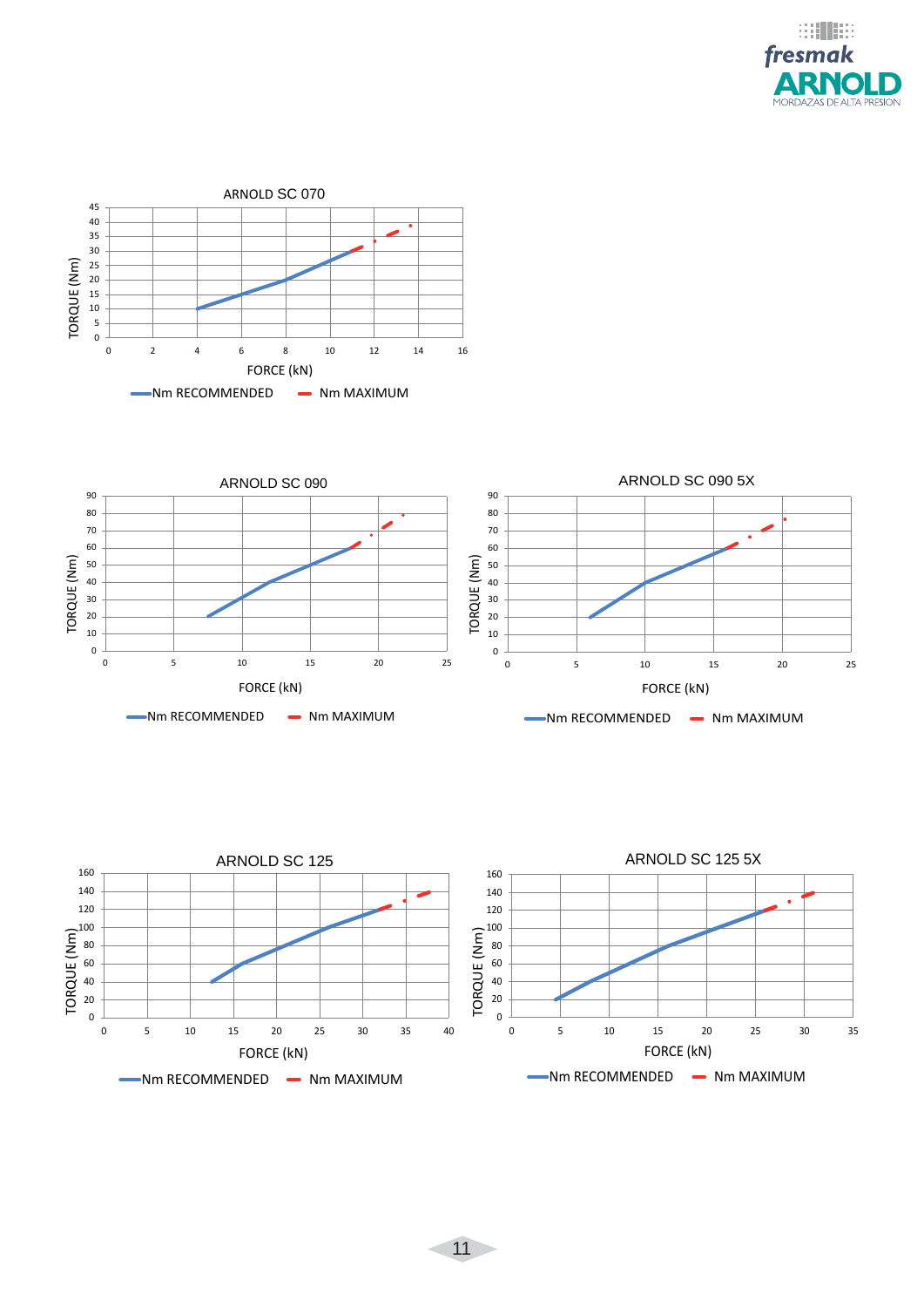## ARNOLD SC 070

TORQUE (Nm) vs FORCE (kN)

Nm RECOMMENDED — Nm MAXIMUM

## ARNOLD SC 090

TORQUE (Nm) vs FORCE (kN)

Nm RECOMMENDED — Nm MAXIMUM

## ARNOLD SC 090 5X

TORQUE (Nm) vs FORCE (kN)

Nm RECOMMENDED — Nm MAXIMUM

## ARNOLD SC 125

TORQUE (Nm) vs FORCE (kN)

Nm RECOMMENDED — Nm MAXIMUM

## ARNOLD SC 125 5X

TORQUE (Nm) vs FORCE (kN)

Nm RECOMMENDED — Nm MAXIMUM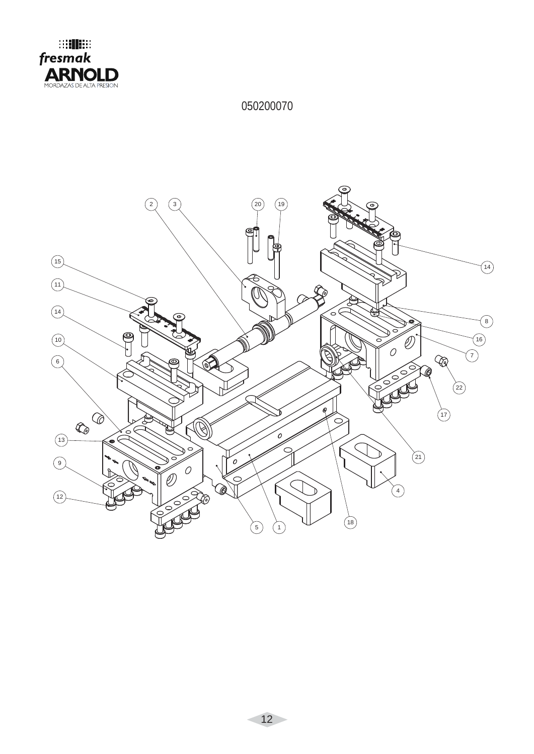fresmak

ARNOLD

MORDAZAS DE ALTA PRESION

050200070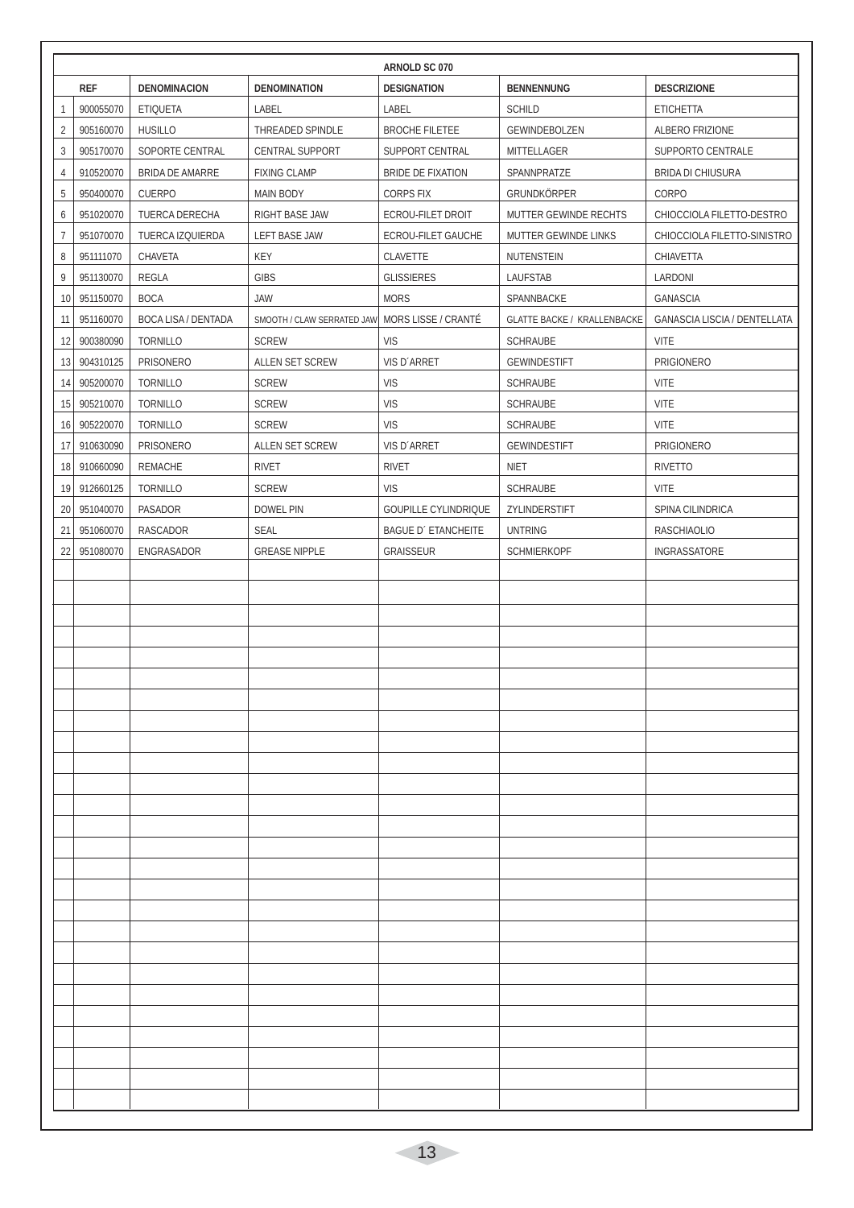| | ARNOLD SC 070 | | | | | |
|---|---|---|---|---|---|---|
| | **REF** | **DENOMINACION** | **DENOMINATION** | **DESIGNATION** | **BENNENNUNG** | **DESCRIZIONE** |
| 1 | 900055070 | ETIQUETA | LABEL | LABEL | SCHILD | ETICHETTA |
| 2 | 905160070 | HUSILLO | THREADED SPINDLE | BROCHE FILETEE | GEWINDEBOLZEN | ALBERO FRIZIONE |
| 3 | 905170070 | SOPORTE CENTRAL | CENTRAL SUPPORT | SUPPORT CENTRAL | MITTELLAGER | SUPPORTO CENTRALE |
| 4 | 910520070 | BRIDA DE AMARRE | FIXING CLAMP | BRIDE DE FIXATION | SPANNPRATZE | BRIDA DI CHIUSURA |
| 5 | 950400070 | CUERPO | MAIN BODY | CORPS FIX | GRUNDKÖRPER | CORPO |
| 6 | 951020070 | TUERCA DERECHA | RIGHT BASE JAW | ECROU-FILET DROIT | MUTTER GEWINDE RECHTS | CHIOCCIOLA FILETTO-DESTRO |
| 7 | 951070070 | TUERCA IZQUIERDA | LEFT BASE JAW | ECROU-FILET GAUCHE | MUTTER GEWINDE LINKS | CHIOCCIOLA FILETTO-SINISTRO |
| 8 | 951111070 | CHAVETA | KEY | CLAVETTE | NUTENSTEIN | CHIAVETTA |
| 9 | 951130070 | REGLA | GIBS | GLISSIERES | LAUFSTAB | LARDONI |
| 10 | 951150070 | BOCA | JAW | MORS | SPANNBACKE | GANASCIA |
| 11 | 951160070 | BOCA LISA / DENTADA | SMOOTH / CLAW SERRATED JAW | MORS LISSE / CRANTÉ | GLATTE BACKE / KRALLENBACKE | GANASCIA LISCIA / DENTELLATA |
| 12 | 900380090 | TORNILLO | SCREW | VIS | SCHRAUBE | VITE |
| 13 | 904310125 | PRISONERO | ALLEN SET SCREW | VIS D´ARRET | GEWINDESTIFT | PRIGIONERO |
| 14 | 905200070 | TORNILLO | SCREW | VIS | SCHRAUBE | VITE |
| 15 | 905210070 | TORNILLO | SCREW | VIS | SCHRAUBE | VITE |
| 16 | 905220070 | TORNILLO | SCREW | VIS | SCHRAUBE | VITE |
| 17 | 910630090 | PRISONERO | ALLEN SET SCREW | VIS D´ARRET | GEWINDESTIFT | PRIGIONERO |
| 18 | 910660090 | REMACHE | RIVET | RIVET | NIET | RIVETTO |
| 19 | 912660125 | TORNILLO | SCREW | VIS | SCHRAUBE | VITE |
| 20 | 951040070 | PASADOR | DOWEL PIN | GOUPILLE CYLINDRIQUE | ZYLINDERSTIFT | SPINA CILINDRICA |
| 21 | 951060070 | RASCADOR | SEAL | BAGUE D´ ETANCHEITE | UNTRING | RASCHIAOLIO |
| 22 | 951080070 | ENGRASADOR | GREASE NIPPLE | GRAISSEUR | SCHMIERKOPF | INGRASSATORE |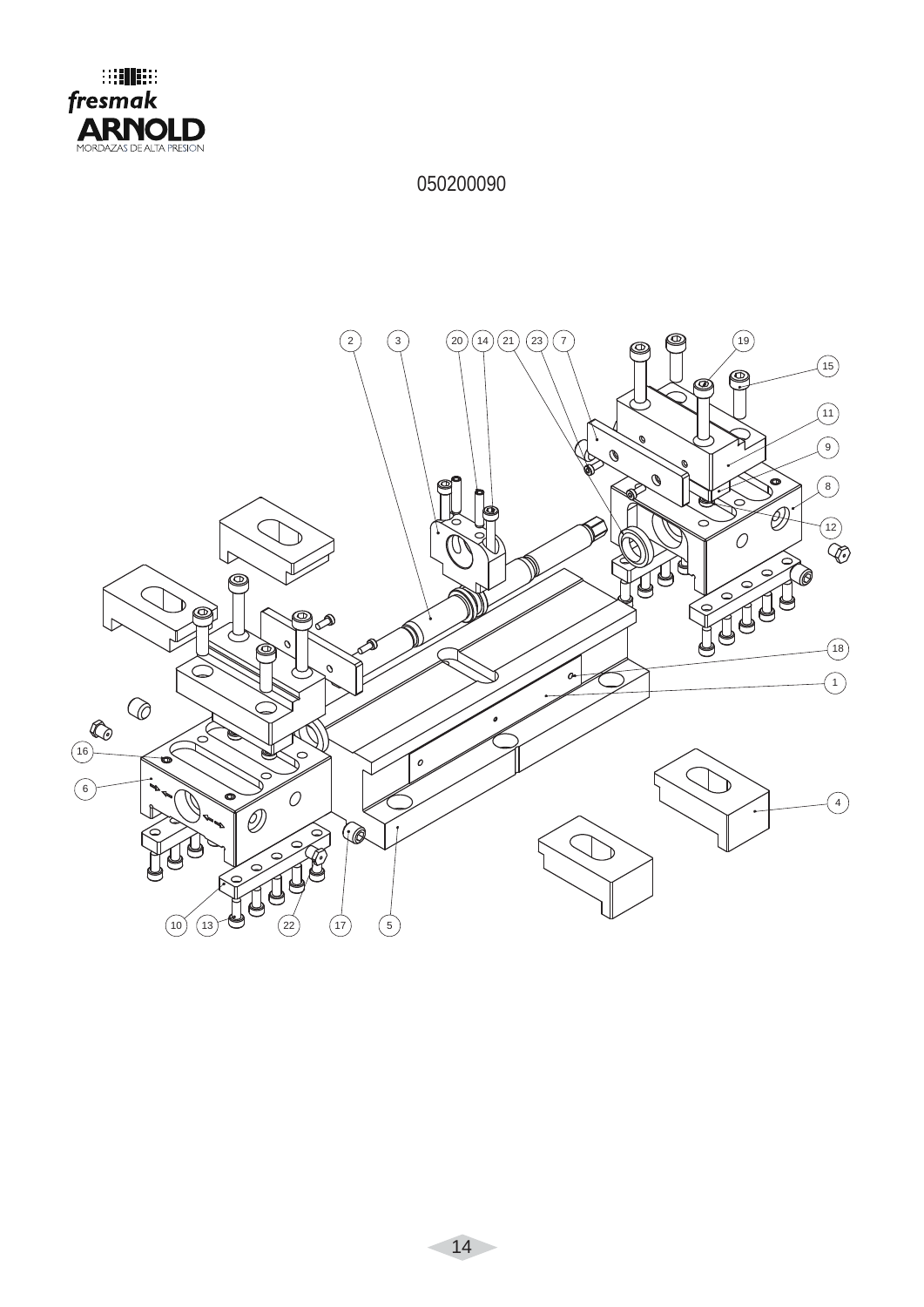050200090

2 3 20 14 21 23 7 19 15 11 9 8 12 18 1 4 16 6 10 13 22 17 5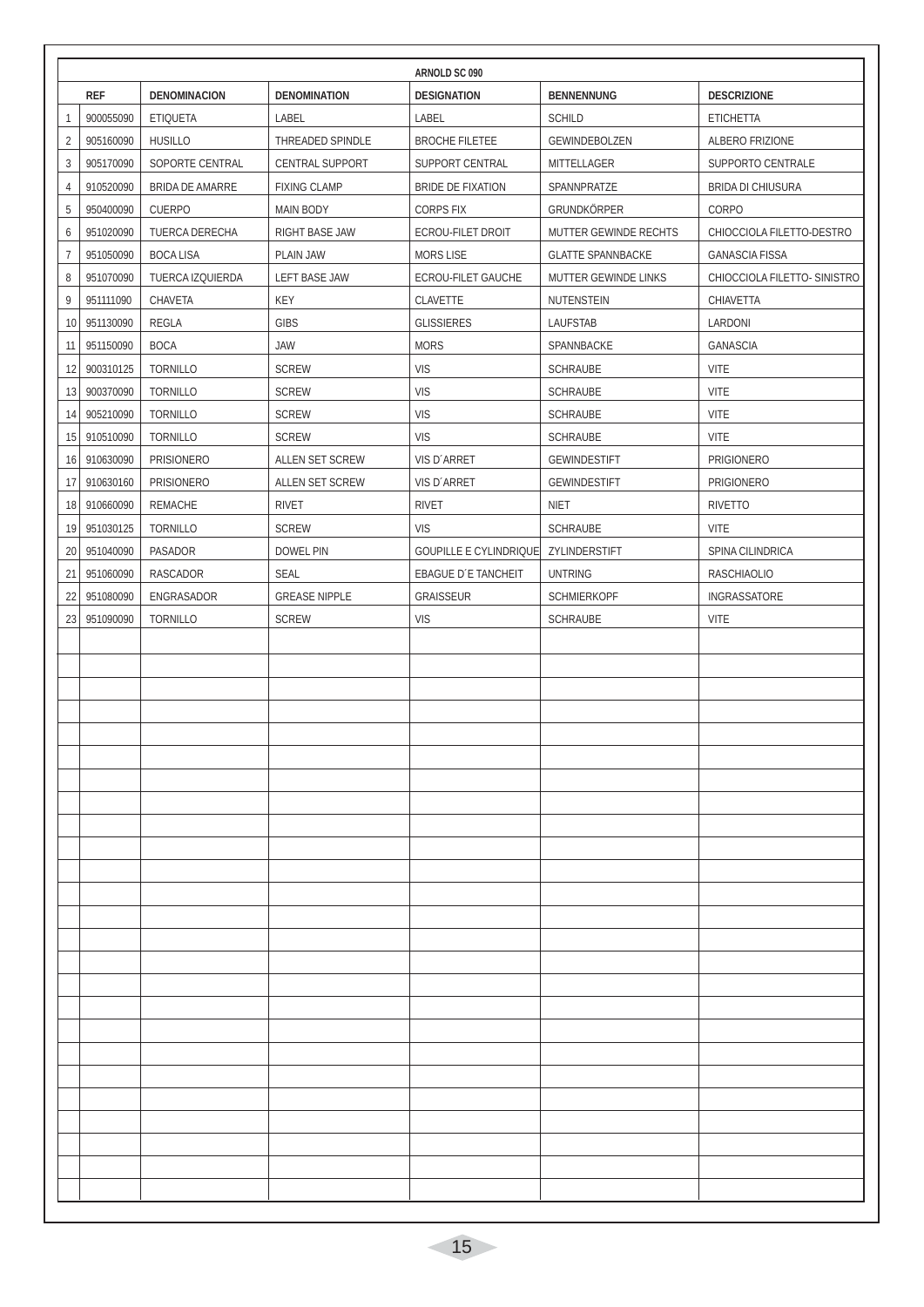| | ARNOLD SC 090 | | | | | |
|---|---|---|---|---|---|---|
| | **REF** | **DENOMINACION** | **DENOMINATION** | **DESIGNATION** | **BENNENNUNG** | **DESCRIZIONE** |
| 1 | 900055090 | ETIQUETA | LABEL | LABEL | SCHILD | ETICHETTA |
| 2 | 905160090 | HUSILLO | THREADED SPINDLE | BROCHE FILETEE | GEWINDEBOLZEN | ALBERO FRIZIONE |
| 3 | 905170090 | SOPORTE CENTRAL | CENTRAL SUPPORT | SUPPORT CENTRAL | MITTELLAGER | SUPPORTO CENTRALE |
| 4 | 910520090 | BRIDA DE AMARRE | FIXING CLAMP | BRIDE DE FIXATION | SPANNPRATZE | BRIDA DI CHIUSURA |
| 5 | 950400090 | CUERPO | MAIN BODY | CORPS FIX | GRUNDKÖRPER | CORPO |
| 6 | 951020090 | TUERCA DERECHA | RIGHT BASE JAW | ECROU-FILET DROIT | MUTTER GEWINDE RECHTS | CHIOCCIOLA FILETTO-DESTRO |
| 7 | 951050090 | BOCA LISA | PLAIN JAW | MORS LISE | GLATTE SPANNBACKE | GANASCIA FISSA |
| 8 | 951070090 | TUERCA IZQUIERDA | LEFT BASE JAW | ECROU-FILET GAUCHE | MUTTER GEWINDE LINKS | CHIOCCIOLA FILETTO- SINISTRO |
| 9 | 951111090 | CHAVETA | KEY | CLAVETTE | NUTENSTEIN | CHIAVETTA |
| 10 | 951130090 | REGLA | GIBS | GLISSIERES | LAUFSTAB | LARDONI |
| 11 | 951150090 | BOCA | JAW | MORS | SPANNBACKE | GANASCIA |
| 12 | 900310125 | TORNILLO | SCREW | VIS | SCHRAUBE | VITE |
| 13 | 900370090 | TORNILLO | SCREW | VIS | SCHRAUBE | VITE |
| 14 | 905210090 | TORNILLO | SCREW | VIS | SCHRAUBE | VITE |
| 15 | 910510090 | TORNILLO | SCREW | VIS | SCHRAUBE | VITE |
| 16 | 910630090 | PRISIONERO | ALLEN SET SCREW | VIS D´ARRET | GEWINDESTIFT | PRIGIONERO |
| 17 | 910630160 | PRISIONERO | ALLEN SET SCREW | VIS D´ARRET | GEWINDESTIFT | PRIGIONERO |
| 18 | 910660090 | REMACHE | RIVET | RIVET | NIET | RIVETTO |
| 19 | 951030125 | TORNILLO | SCREW | VIS | SCHRAUBE | VITE |
| 20 | 951040090 | PASADOR | DOWEL PIN | GOUPILLE E CYLINDRIQUE | ZYLINDERSTIFT | SPINA CILINDRICA |
| 21 | 951060090 | RASCADOR | SEAL | EBAGUE D´E TANCHEIT | UNTRING | RASCHIAOLIO |
| 22 | 951080090 | ENGRASADOR | GREASE NIPPLE | GRAISSEUR | SCHMIERKOPF | INGRASSATORE |
| 23 | 951090090 | TORNILLO | SCREW | VIS | SCHRAUBE | VITE |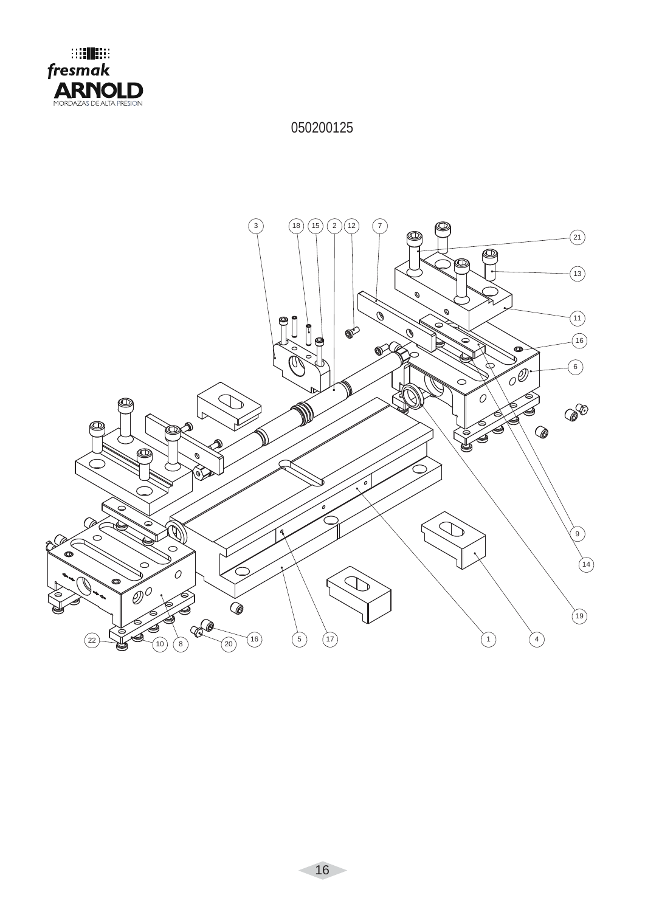fresmak ARNOLD

MORDAZAS DE ALTA PRESION

050200125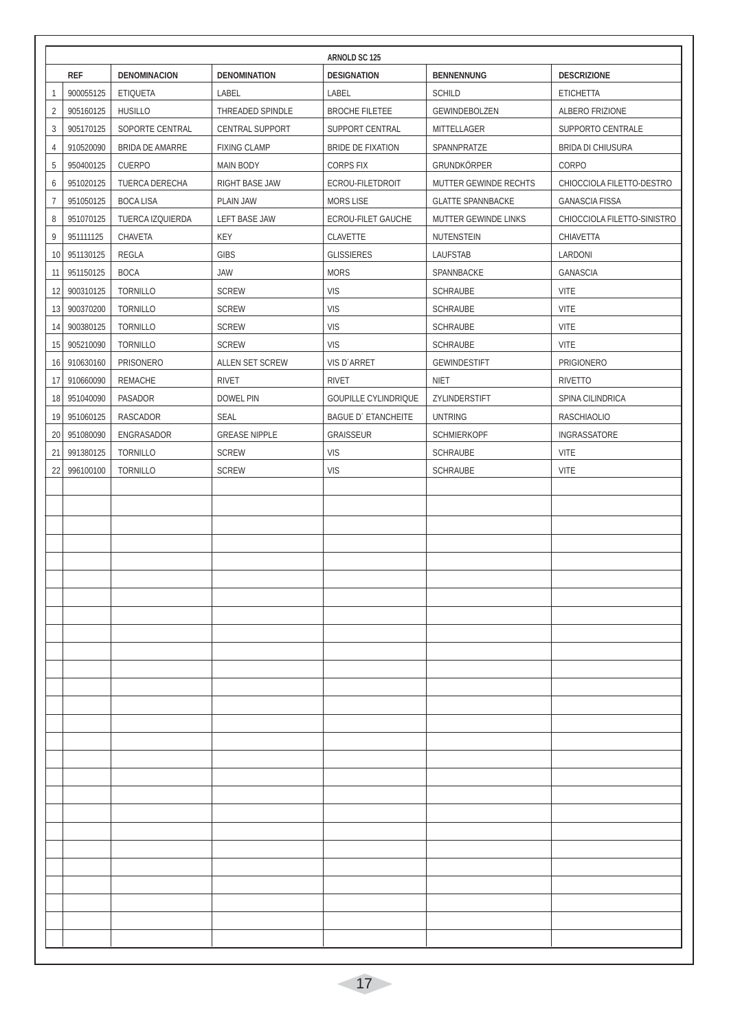| | ARNOLD SC 125 | | | | | |
|---|---|---|---|---|---|---|
| | **REF** | **DENOMINACION** | **DENOMINATION** | **DESIGNATION** | **BENNENNUNG** | **DESCRIZIONE** |
| 1 | 900055125 | ETIQUETA | LABEL | LABEL | SCHILD | ETICHETTA |
| 2 | 905160125 | HUSILLO | THREADED SPINDLE | BROCHE FILETEE | GEWINDEBOLZEN | ALBERO FRIZIONE |
| 3 | 905170125 | SOPORTE CENTRAL | CENTRAL SUPPORT | SUPPORT CENTRAL | MITTELLAGER | SUPPORTO CENTRALE |
| 4 | 910520090 | BRIDA DE AMARRE | FIXING CLAMP | BRIDE DE FIXATION | SPANNPRATZE | BRIDA DI CHIUSURA |
| 5 | 950400125 | CUERPO | MAIN BODY | CORPS FIX | GRUNDKÖRPER | CORPO |
| 6 | 951020125 | TUERCA DERECHA | RIGHT BASE JAW | ECROU-FILETDROIT | MUTTER GEWINDE RECHTS | CHIOCCIOLA FILETTO-DESTRO |
| 7 | 951050125 | BOCA LISA | PLAIN JAW | MORS LISE | GLATTE SPANNBACKE | GANASCIA FISSA |
| 8 | 951070125 | TUERCA IZQUIERDA | LEFT BASE JAW | ECROU-FILET GAUCHE | MUTTER GEWINDE LINKS | CHIOCCIOLA FILETTO-SINISTRO |
| 9 | 951111125 | CHAVETA | KEY | CLAVETTE | NUTENSTEIN | CHIAVETTA |
| 10 | 951130125 | REGLA | GIBS | GLISSIERES | LAUFSTAB | LARDONI |
| 11 | 951150125 | BOCA | JAW | MORS | SPANNBACKE | GANASCIA |
| 12 | 900310125 | TORNILLO | SCREW | VIS | SCHRAUBE | VITE |
| 13 | 900370200 | TORNILLO | SCREW | VIS | SCHRAUBE | VITE |
| 14 | 900380125 | TORNILLO | SCREW | VIS | SCHRAUBE | VITE |
| 15 | 905210090 | TORNILLO | SCREW | VIS | SCHRAUBE | VITE |
| 16 | 910630160 | PRISONERO | ALLEN SET SCREW | VIS D´ARRET | GEWINDESTIFT | PRIGIONERO |
| 17 | 910660090 | REMACHE | RIVET | RIVET | NIET | RIVETTO |
| 18 | 951040090 | PASADOR | DOWEL PIN | GOUPILLE CYLINDRIQUE | ZYLINDERSTIFT | SPINA CILINDRICA |
| 19 | 951060125 | RASCADOR | SEAL | BAGUE D´ ETANCHEITE | UNTRING | RASCHIAOLIO |
| 20 | 951080090 | ENGRASADOR | GREASE NIPPLE | GRAISSEUR | SCHMIERKOPF | INGRASSATORE |
| 21 | 991380125 | TORNILLO | SCREW | VIS | SCHRAUBE | VITE |
| 22 | 996100100 | TORNILLO | SCREW | VIS | SCHRAUBE | VITE |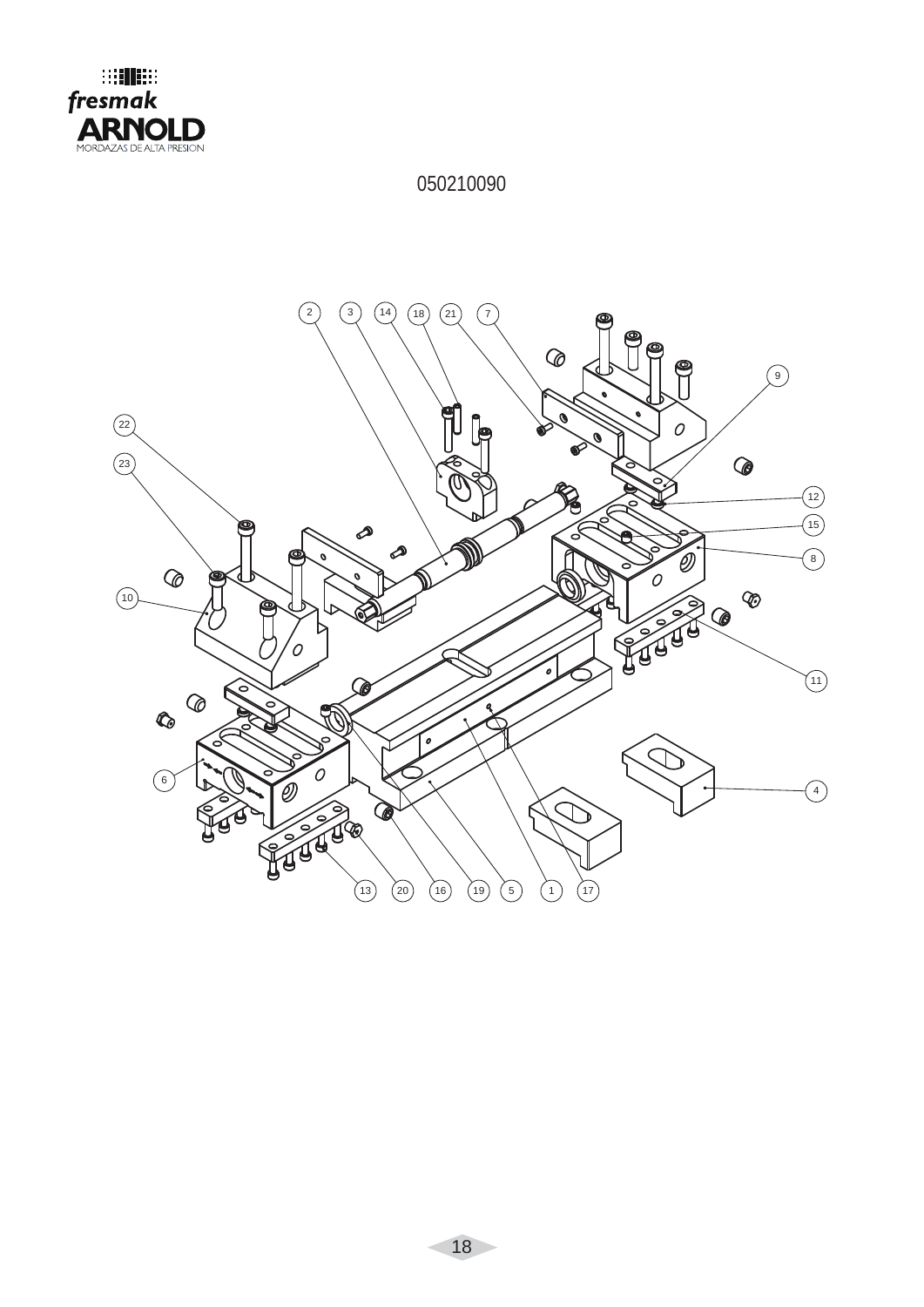fresmak
ARNOLD
MORDAZAS DE ALTA PRESION

050210090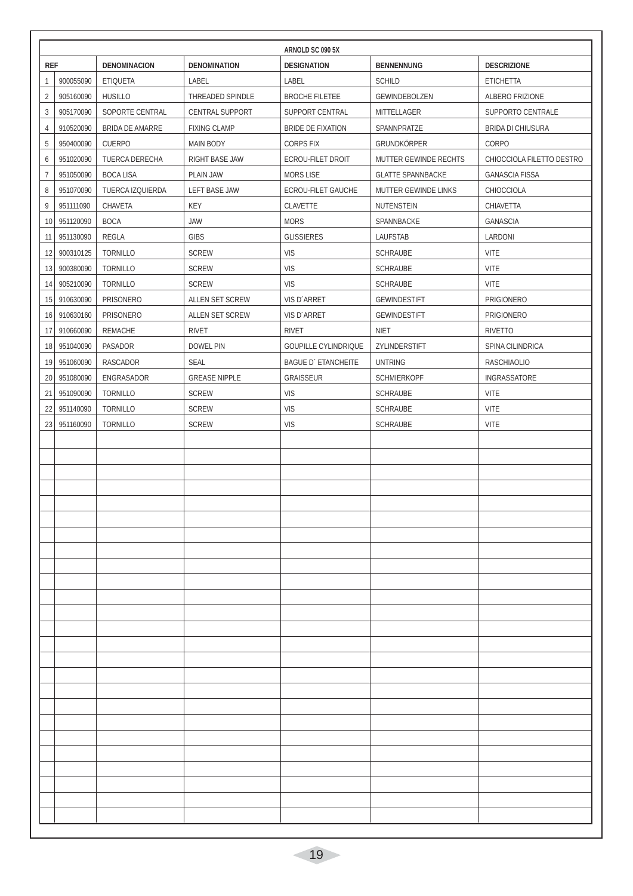| ARNOLD SC 090 5X | | | | | | |
|---|---|---|---|---|---|---|
| REF | | DENOMINACION | DENOMINATION | DESIGNATION | BENNENNUNG | DESCRIZIONE |
| 1 | 900055090 | ETIQUETA | LABEL | LABEL | SCHILD | ETICHETTA |
| 2 | 905160090 | HUSILLO | THREADED SPINDLE | BROCHE FILETEE | GEWINDEBOLZEN | ALBERO FRIZIONE |
| 3 | 905170090 | SOPORTE CENTRAL | CENTRAL SUPPORT | SUPPORT CENTRAL | MITTELLAGER | SUPPORTO CENTRALE |
| 4 | 910520090 | BRIDA DE AMARRE | FIXING CLAMP | BRIDE DE FIXATION | SPANNPRATZE | BRIDA DI CHIUSURA |
| 5 | 950400090 | CUERPO | MAIN BODY | CORPS FIX | GRUNDKÖRPER | CORPO |
| 6 | 951020090 | TUERCA DERECHA | RIGHT BASE JAW | ECROU-FILET DROIT | MUTTER GEWINDE RECHTS | CHIOCCIOLA FILETTO DESTRO |
| 7 | 951050090 | BOCA LISA | PLAIN JAW | MORS LISE | GLATTE SPANNBACKE | GANASCIA FISSA |
| 8 | 951070090 | TUERCA IZQUIERDA | LEFT BASE JAW | ECROU-FILET GAUCHE | MUTTER GEWINDE LINKS | CHIOCCIOLA |
| 9 | 951111090 | CHAVETA | KEY | CLAVETTE | NUTENSTEIN | CHIAVETTA |
| 10 | 951120090 | BOCA | JAW | MORS | SPANNBACKE | GANASCIA |
| 11 | 951130090 | REGLA | GIBS | GLISSIERES | LAUFSTAB | LARDONI |
| 12 | 900310125 | TORNILLO | SCREW | VIS | SCHRAUBE | VITE |
| 13 | 900380090 | TORNILLO | SCREW | VIS | SCHRAUBE | VITE |
| 14 | 905210090 | TORNILLO | SCREW | VIS | SCHRAUBE | VITE |
| 15 | 910630090 | PRISONERO | ALLEN SET SCREW | VIS D´ARRET | GEWINDESTIFT | PRIGIONERO |
| 16 | 910630160 | PRISONERO | ALLEN SET SCREW | VIS D´ARRET | GEWINDESTIFT | PRIGIONERO |
| 17 | 910660090 | REMACHE | RIVET | RIVET | NIET | RIVETTO |
| 18 | 951040090 | PASADOR | DOWEL PIN | GOUPILLE CYLINDRIQUE | ZYLINDERSTIFT | SPINA CILINDRICA |
| 19 | 951060090 | RASCADOR | SEAL | BAGUE D´ ETANCHEITE | UNTRING | RASCHIAOLIO |
| 20 | 951080090 | ENGRASADOR | GREASE NIPPLE | GRAISSEUR | SCHMIERKOPF | INGRASSATORE |
| 21 | 951090090 | TORNILLO | SCREW | VIS | SCHRAUBE | VITE |
| 22 | 951140090 | TORNILLO | SCREW | VIS | SCHRAUBE | VITE |
| 23 | 951160090 | TORNILLO | SCREW | VIS | SCHRAUBE | VITE |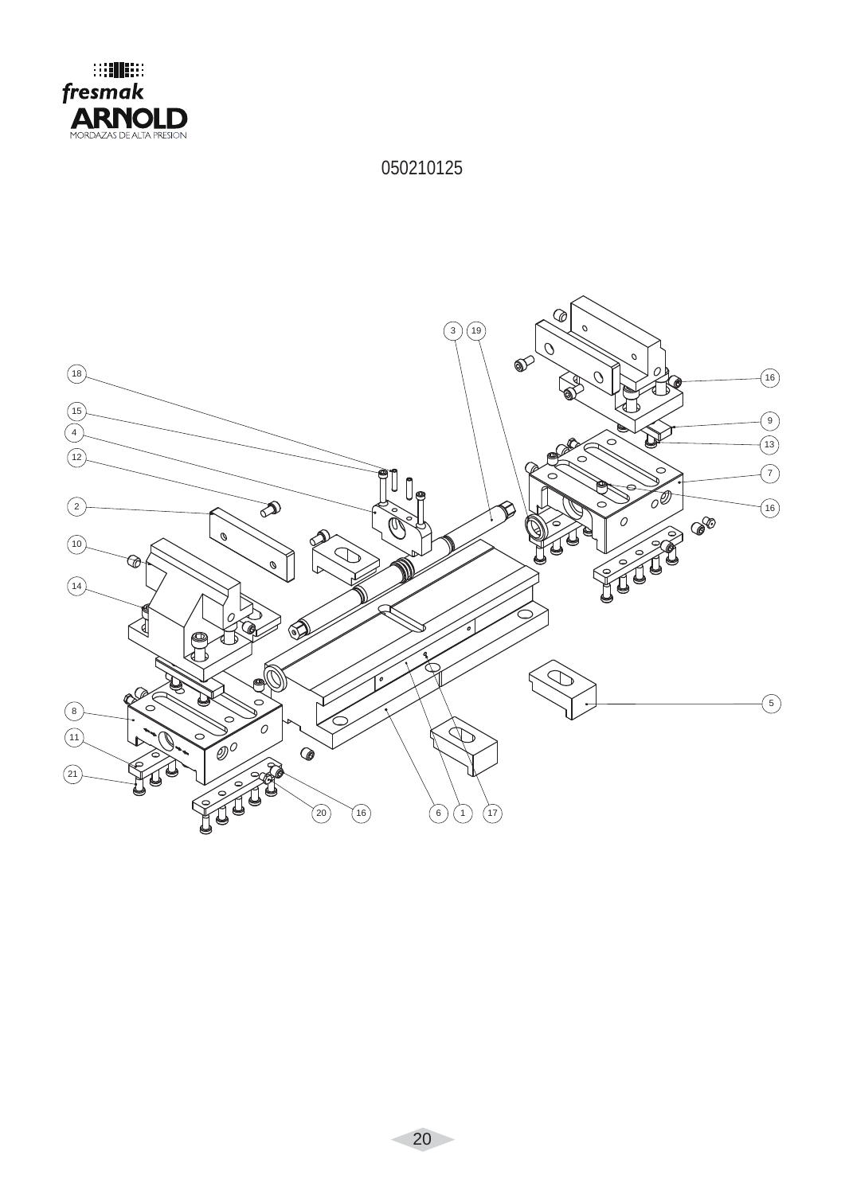fresmak
ARNOLD
MORDAZAS DE ALTA PRESION

050210125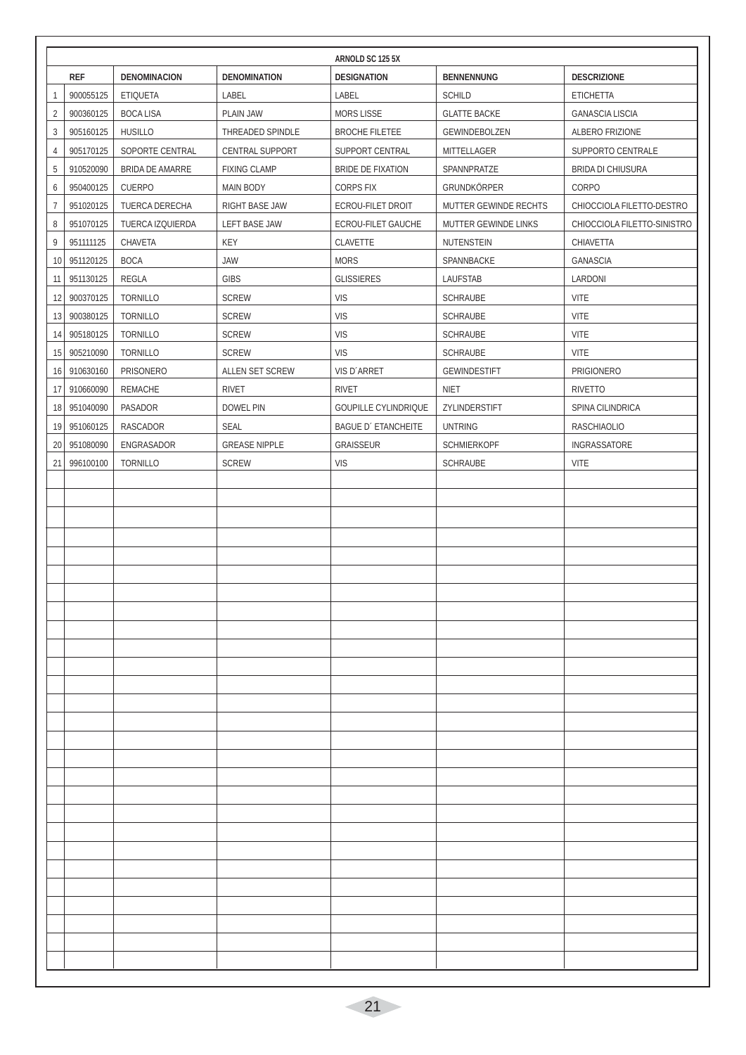| | ARNOLD SC 125 5X | | | | | |
|---|---|---|---|---|---|---|
| | **REF** | **DENOMINACION** | **DENOMINATION** | **DESIGNATION** | **BENNENNUNG** | **DESCRIZIONE** |
| 1 | 900055125 | ETIQUETA | LABEL | LABEL | SCHILD | ETICHETTA |
| 2 | 900360125 | BOCA LISA | PLAIN JAW | MORS LISSE | GLATTE BACKE | GANASCIA LISCIA |
| 3 | 905160125 | HUSILLO | THREADED SPINDLE | BROCHE FILETEE | GEWINDEBOLZEN | ALBERO FRIZIONE |
| 4 | 905170125 | SOPORTE CENTRAL | CENTRAL SUPPORT | SUPPORT CENTRAL | MITTELLAGER | SUPPORTO CENTRALE |
| 5 | 910520090 | BRIDA DE AMARRE | FIXING CLAMP | BRIDE DE FIXATION | SPANNPRATZE | BRIDA DI CHIUSURA |
| 6 | 950400125 | CUERPO | MAIN BODY | CORPS FIX | GRUNDKÖRPER | CORPO |
| 7 | 951020125 | TUERCA DERECHA | RIGHT BASE JAW | ECROU-FILET DROIT | MUTTER GEWINDE RECHTS | CHIOCCIOLA FILETTO-DESTRO |
| 8 | 951070125 | TUERCA IZQUIERDA | LEFT BASE JAW | ECROU-FILET GAUCHE | MUTTER GEWINDE LINKS | CHIOCCIOLA FILETTO-SINISTRO |
| 9 | 951111125 | CHAVETA | KEY | CLAVETTE | NUTENSTEIN | CHIAVETTA |
| 10 | 951120125 | BOCA | JAW | MORS | SPANNBACKE | GANASCIA |
| 11 | 951130125 | REGLA | GIBS | GLISSIERES | LAUFSTAB | LARDONI |
| 12 | 900370125 | TORNILLO | SCREW | VIS | SCHRAUBE | VITE |
| 13 | 900380125 | TORNILLO | SCREW | VIS | SCHRAUBE | VITE |
| 14 | 905180125 | TORNILLO | SCREW | VIS | SCHRAUBE | VITE |
| 15 | 905210090 | TORNILLO | SCREW | VIS | SCHRAUBE | VITE |
| 16 | 910630160 | PRISONERO | ALLEN SET SCREW | VIS D´ARRET | GEWINDESTIFT | PRIGIONERO |
| 17 | 910660090 | REMACHE | RIVET | RIVET | NIET | RIVETTO |
| 18 | 951040090 | PASADOR | DOWEL PIN | GOUPILLE CYLINDRIQUE | ZYLINDERSTIFT | SPINA CILINDRICA |
| 19 | 951060125 | RASCADOR | SEAL | BAGUE D´ ETANCHEITE | UNTRING | RASCHIAOLIO |
| 20 | 951080090 | ENGRASADOR | GREASE NIPPLE | GRAISSEUR | SCHMIERKOPF | INGRASSATORE |
| 21 | 996100100 | TORNILLO | SCREW | VIS | SCHRAUBE | VITE |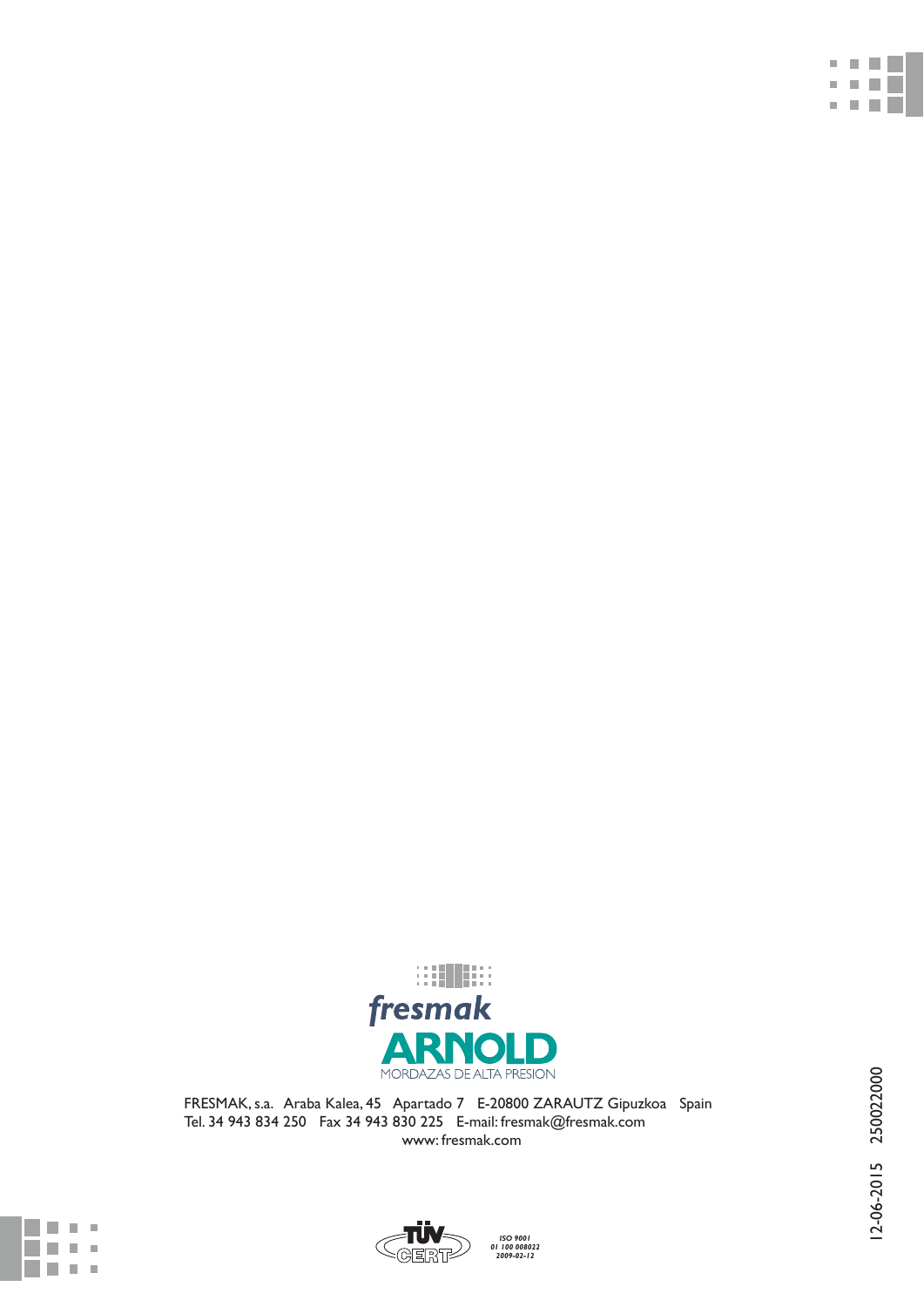fresmak

ARNOLD

MORDAZAS DE ALTA PRESION

FRESMAK, s.a. Araba Kalea, 45 Apartado 7 E-20800 ZARAUTZ Gipuzkoa Spain
Tel. 34 943 834 250 Fax 34 943 830 225 E-mail: fresmak@fresmak.com
www: fresmak.com

TÜV CERT

ISO 9001
01 100 008022
2009-02-12

12-06-2015 250022000